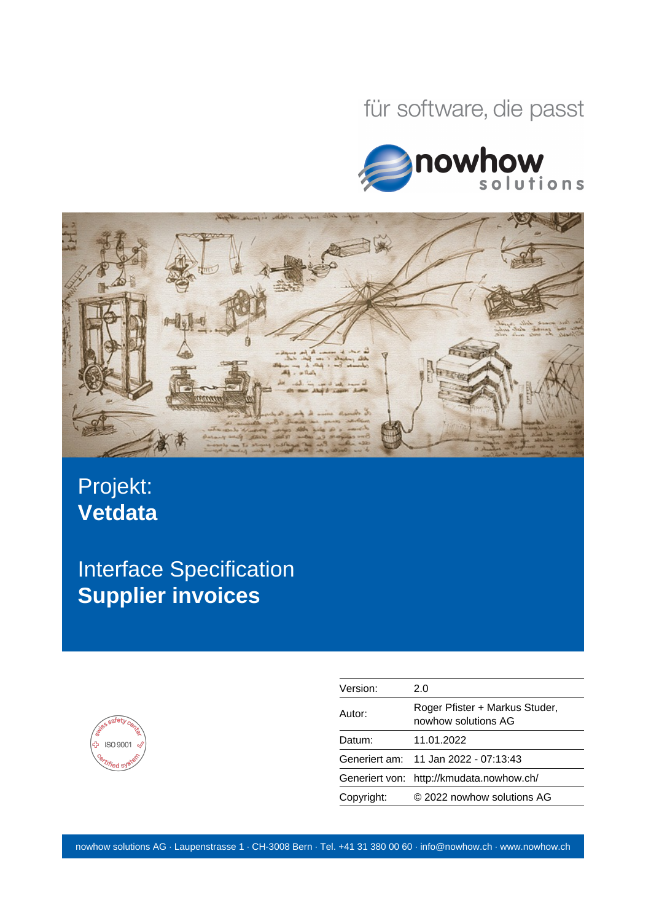für software, die passt

nowhow solutions

Projekt:
**Vetdata**

# Interface Specification
# **Supplier invoices**

ISO 9001 swiss safety center certified system

| Version: | 2.0 |
| --- | --- |
| Autor: | Roger Pfister + Markus Studer, nowhow solutions AG |
| Datum: | 11.01.2022 |
| Generiert am: | 11 Jan 2022 - 07:13:43 |
| Generiert von: | http://kmudata.nowhow.ch/ |
| Copyright: | © 2022 nowhow solutions AG |

nowhow solutions AG · Laupenstrasse 1 · CH-3008 Bern · Tel. +41 31 380 00 60 · info@nowhow.ch · www.nowhow.ch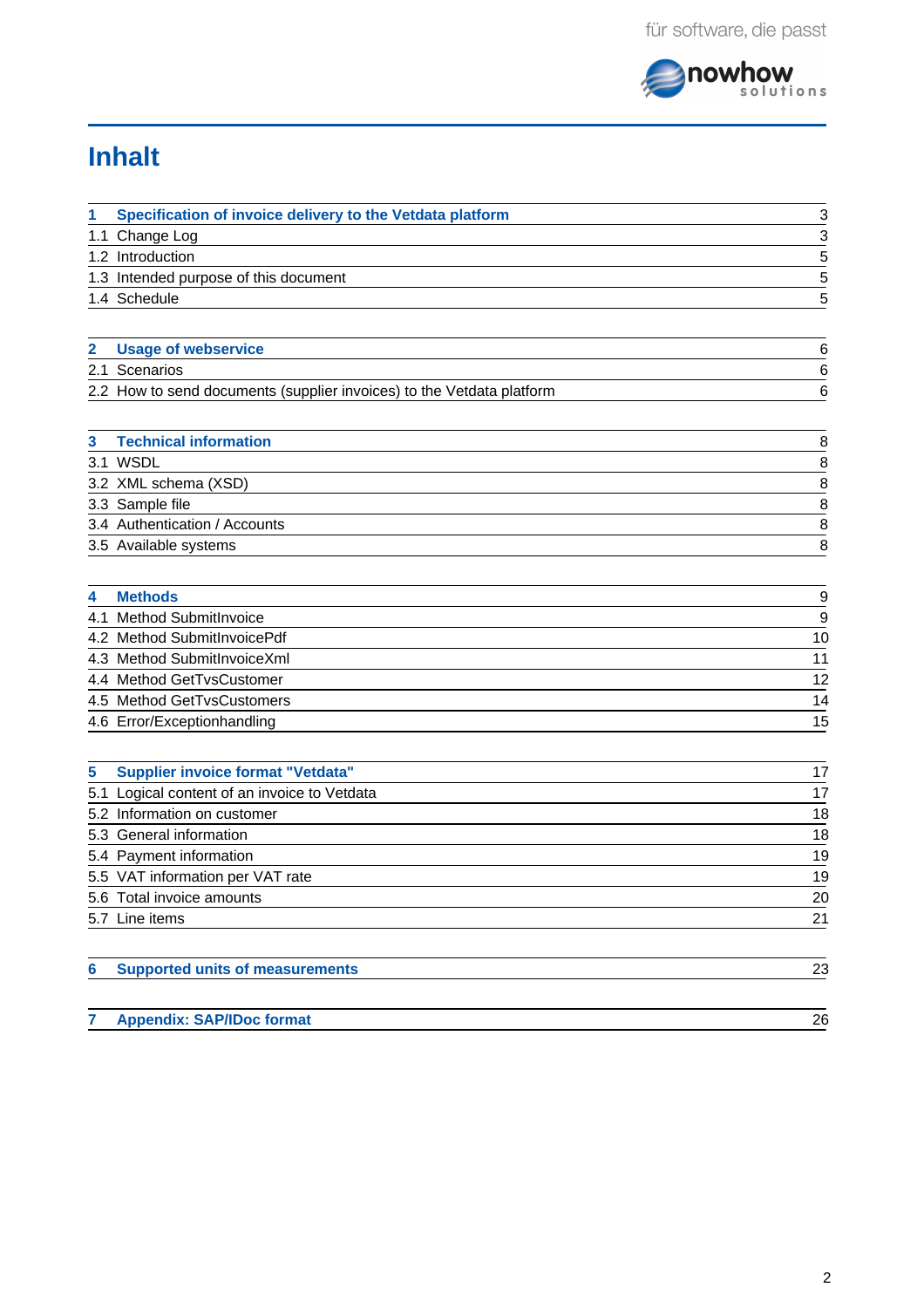# Inhalt

| | | |
|---|---|---|
| **1** | **Specification of invoice delivery to the Vetdata platform** | 3 |
| 1.1 | Change Log | 3 |
| 1.2 | Introduction | 5 |
| 1.3 | Intended purpose of this document | 5 |
| 1.4 | Schedule | 5 |
| **2** | **Usage of webservice** | 6 |
| 2.1 | Scenarios | 6 |
| 2.2 | How to send documents (supplier invoices) to the Vetdata platform | 6 |
| **3** | **Technical information** | 8 |
| 3.1 | WSDL | 8 |
| 3.2 | XML schema (XSD) | 8 |
| 3.3 | Sample file | 8 |
| 3.4 | Authentication / Accounts | 8 |
| 3.5 | Available systems | 8 |
| **4** | **Methods** | 9 |
| 4.1 | Method SubmitInvoice | 9 |
| 4.2 | Method SubmitInvoicePdf | 10 |
| 4.3 | Method SubmitInvoiceXml | 11 |
| 4.4 | Method GetTvsCustomer | 12 |
| 4.5 | Method GetTvsCustomers | 14 |
| 4.6 | Error/Exceptionhandling | 15 |
| **5** | **Supplier invoice format "Vetdata"** | 17 |
| 5.1 | Logical content of an invoice to Vetdata | 17 |
| 5.2 | Information on customer | 18 |
| 5.3 | General information | 18 |
| 5.4 | Payment information | 19 |
| 5.5 | VAT information per VAT rate | 19 |
| 5.6 | Total invoice amounts | 20 |
| 5.7 | Line items | 21 |
| **6** | **Supported units of measurements** | 23 |
| **7** | **Appendix: SAP/IDoc format** | 26 |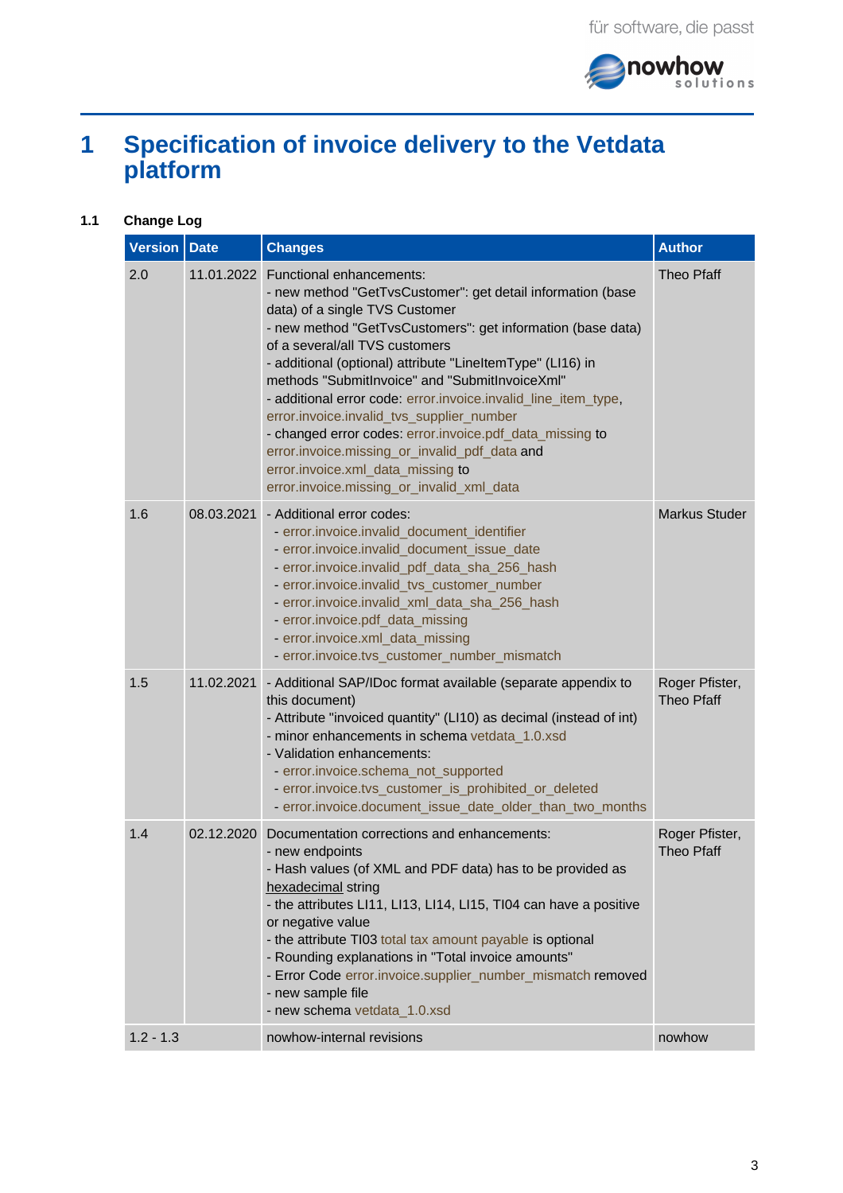# 1 Specification of invoice delivery to the Vetdata platform

## 1.1 Change Log

| Version | Date | Changes | Author |
|---|---|---|---|
| 2.0 | 11.01.2022 | Functional enhancements:<br>- new method "GetTvsCustomer": get detail information (base data) of a single TVS Customer<br>- new method "GetTvsCustomers": get information (base data) of a several/all TVS customers<br>- additional (optional) attribute "LineItemType" (LI16) in methods "SubmitInvoice" and "SubmitInvoiceXml"<br>- additional error code: error.invoice.invalid_line_item_type, error.invoice.invalid_tvs_supplier_number<br>- changed error codes: error.invoice.pdf_data_missing to error.invoice.missing_or_invalid_pdf_data and error.invoice.xml_data_missing to error.invoice.missing_or_invalid_xml_data | Theo Pfaff |
| 1.6 | 08.03.2021 | - Additional error codes:<br>- error.invoice.invalid_document_identifier<br>- error.invoice.invalid_document_issue_date<br>- error.invoice.invalid_pdf_data_sha_256_hash<br>- error.invoice.invalid_tvs_customer_number<br>- error.invoice.invalid_xml_data_sha_256_hash<br>- error.invoice.pdf_data_missing<br>- error.invoice.xml_data_missing<br>- error.invoice.tvs_customer_number_mismatch | Markus Studer |
| 1.5 | 11.02.2021 | - Additional SAP/IDoc format available (separate appendix to this document)<br>- Attribute "invoiced quantity" (LI10) as decimal (instead of int)<br>- minor enhancements in schema vetdata_1.0.xsd<br>- Validation enhancements:<br>- error.invoice.schema_not_supported<br>- error.invoice.tvs_customer_is_prohibited_or_deleted<br>- error.invoice.document_issue_date_older_than_two_months | Roger Pfister, Theo Pfaff |
| 1.4 | 02.12.2020 | Documentation corrections and enhancements:<br>- new endpoints<br>- Hash values (of XML and PDF data) has to be provided as hexadecimal string<br>- the attributes LI11, LI13, LI14, LI15, TI04 can have a positive or negative value<br>- the attribute TI03 total tax amount payable is optional<br>- Rounding explanations in "Total invoice amounts"<br>- Error Code error.invoice.supplier_number_mismatch removed<br>- new sample file<br>- new schema vetdata_1.0.xsd | Roger Pfister, Theo Pfaff |
| 1.2 - 1.3 | | nowhow-internal revisions | nowhow |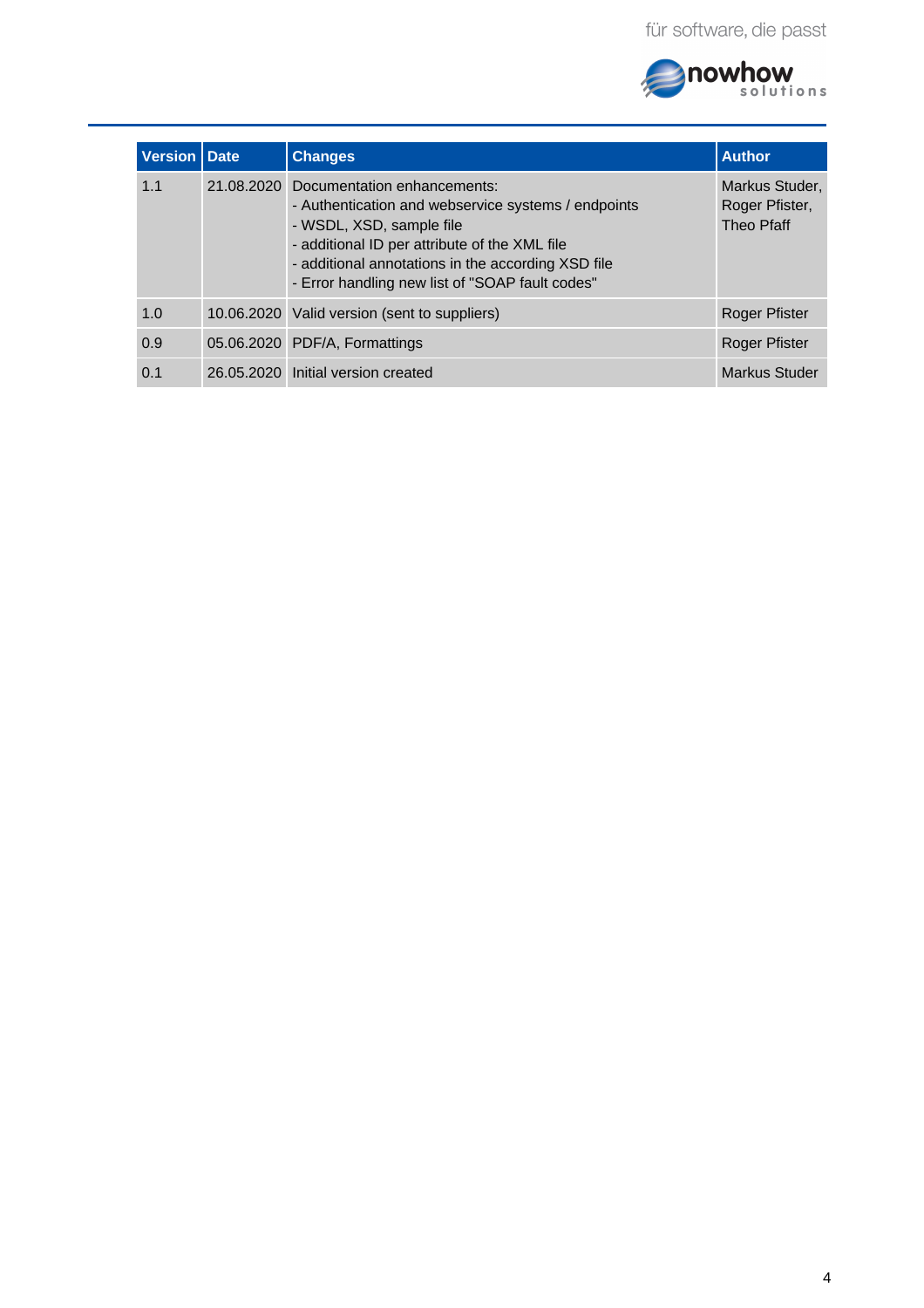| Version | Date | Changes | Author |
|---|---|---|---|
| 1.1 | 21.08.2020 | Documentation enhancements:<br>- Authentication and webservice systems / endpoints<br>- WSDL, XSD, sample file<br>- additional ID per attribute of the XML file<br>- additional annotations in the according XSD file<br>- Error handling new list of "SOAP fault codes" | Markus Studer, Roger Pfister, Theo Pfaff |
| 1.0 | 10.06.2020 | Valid version (sent to suppliers) | Roger Pfister |
| 0.9 | 05.06.2020 | PDF/A, Formattings | Roger Pfister |
| 0.1 | 26.05.2020 | Initial version created | Markus Studer |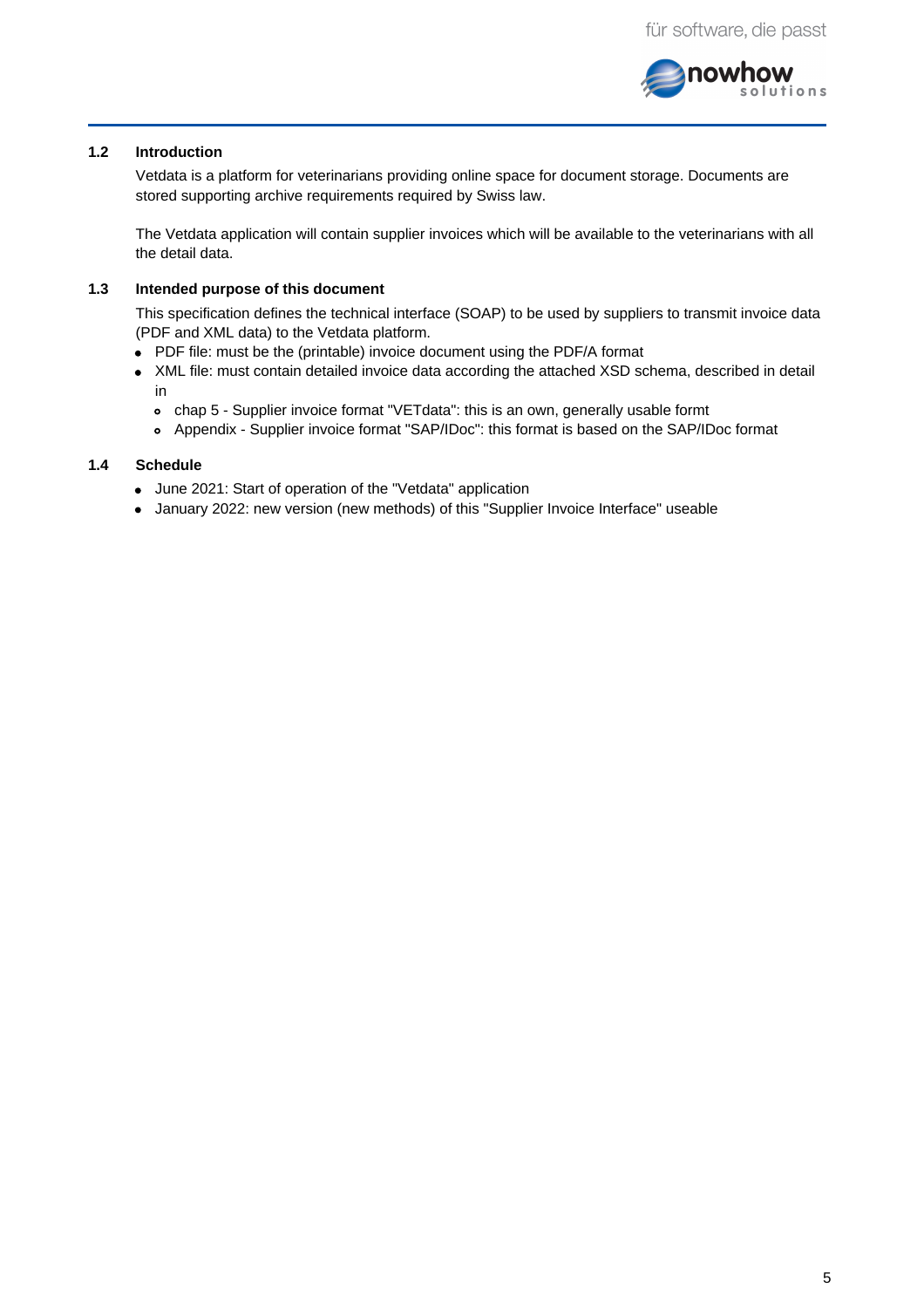## 1.2 Introduction

Vetdata is a platform for veterinarians providing online space for document storage. Documents are stored supporting archive requirements required by Swiss law.

The Vetdata application will contain supplier invoices which will be available to the veterinarians with all the detail data.

## 1.3 Intended purpose of this document

This specification defines the technical interface (SOAP) to be used by suppliers to transmit invoice data (PDF and XML data) to the Vetdata platform.

- PDF file: must be the (printable) invoice document using the PDF/A format
- XML file: must contain detailed invoice data according the attached XSD schema, described in detail in
  - chap 5 - Supplier invoice format "VETdata": this is an own, generally usable formt
  - Appendix - Supplier invoice format "SAP/IDoc": this format is based on the SAP/IDoc format

## 1.4 Schedule

- June 2021: Start of operation of the "Vetdata" application
- January 2022: new version (new methods) of this "Supplier Invoice Interface" useable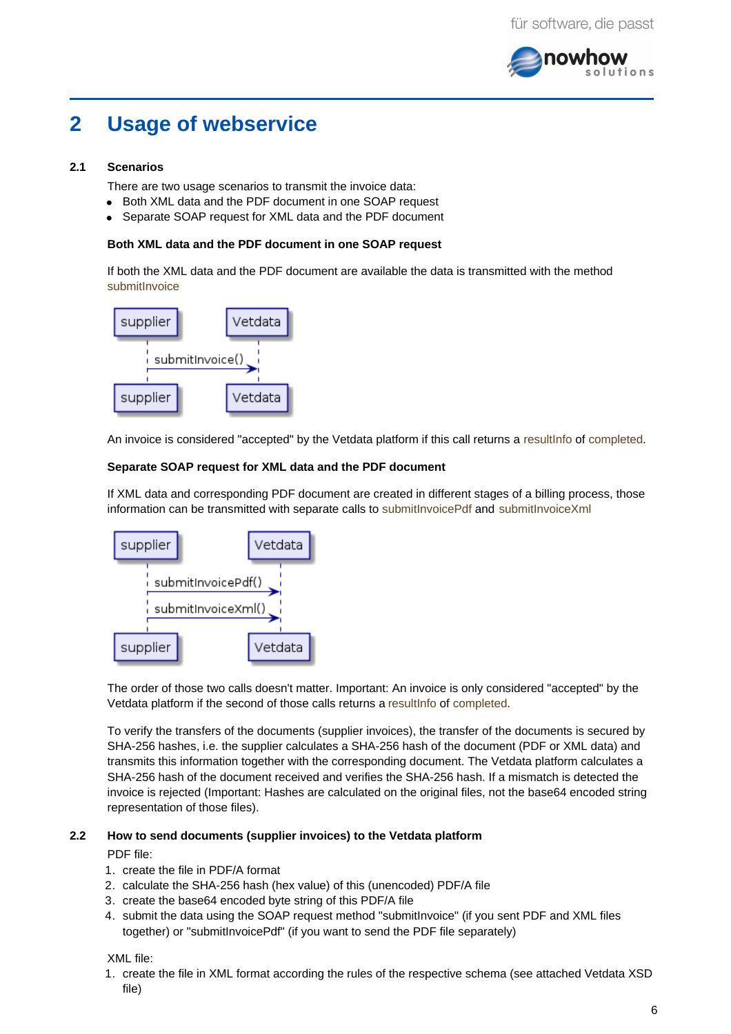# 2 Usage of webservice

## 2.1 Scenarios

There are two usage scenarios to transmit the invoice data:

- Both XML data and the PDF document in one SOAP request
- Separate SOAP request for XML data and the PDF document

**Both XML data and the PDF document in one SOAP request**

If both the XML data and the PDF document are available the data is transmitted with the method submitInvoice

supplier → Vetdata: submitInvoice()

An invoice is considered "accepted" by the Vetdata platform if this call returns a resultInfo of completed.

**Separate SOAP request for XML data and the PDF document**

If XML data and corresponding PDF document are created in different stages of a billing process, those information can be transmitted with separate calls to submitInvoicePdf and submitInvoiceXml

supplier → Vetdata: submitInvoicePdf()
supplier → Vetdata: submitInvoiceXml()

The order of those two calls doesn't matter. Important: An invoice is only considered "accepted" by the Vetdata platform if the second of those calls returns a resultInfo of completed.

To verify the transfers of the documents (supplier invoices), the transfer of the documents is secured by SHA-256 hashes, i.e. the supplier calculates a SHA-256 hash of the document (PDF or XML data) and transmits this information together with the corresponding document. The Vetdata platform calculates a SHA-256 hash of the document received and verifies the SHA-256 hash. If a mismatch is detected the invoice is rejected (Important: Hashes are calculated on the original files, not the base64 encoded string representation of those files).

## 2.2 How to send documents (supplier invoices) to the Vetdata platform

PDF file:

1. create the file in PDF/A format
2. calculate the SHA-256 hash (hex value) of this (unencoded) PDF/A file
3. create the base64 encoded byte string of this PDF/A file
4. submit the data using the SOAP request method "submitInvoice" (if you sent PDF and XML files together) or "submitInvoicePdf" (if you want to send the PDF file separately)

XML file:

1. create the file in XML format according the rules of the respective schema (see attached Vetdata XSD file)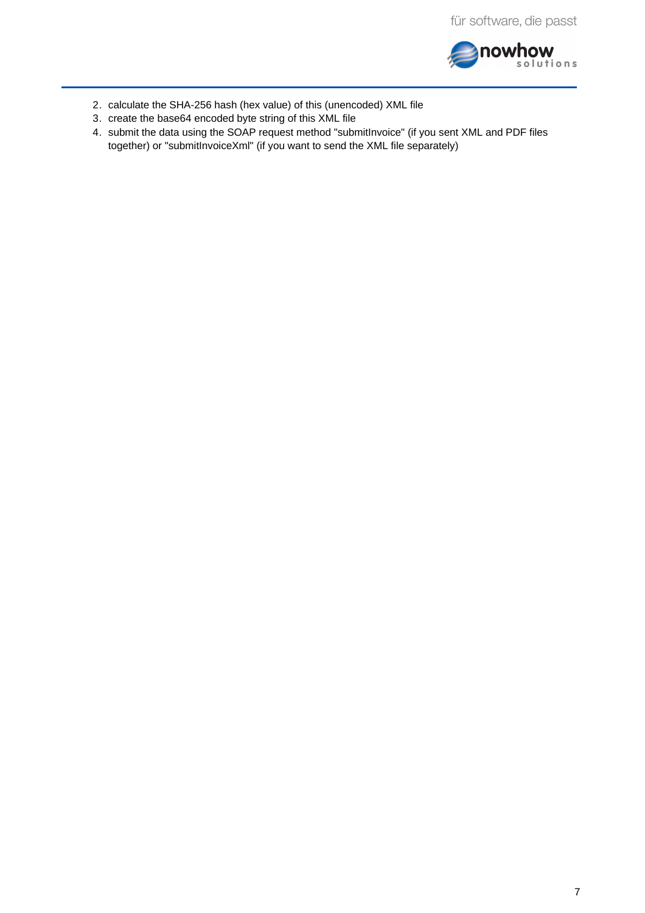2. calculate the SHA-256 hash (hex value) of this (unencoded) XML file
3. create the base64 encoded byte string of this XML file
4. submit the data using the SOAP request method "submitInvoice" (if you sent XML and PDF files together) or "submitInvoiceXml" (if you want to send the XML file separately)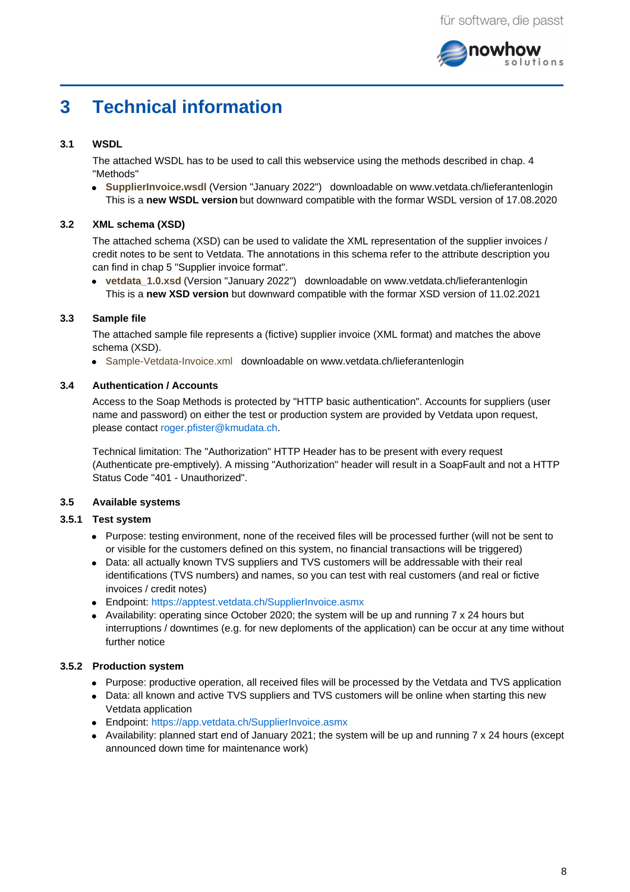# 3 Technical information

### 3.1 WSDL

The attached WSDL has to be used to call this webservice using the methods described in chap. 4 "Methods"

- **SupplierInvoice.wsdl** (Version "January 2022") downloadable on www.vetdata.ch/lieferantenlogin
  This is a **new WSDL version** but downward compatible with the formar WSDL version of 17.08.2020

### 3.2 XML schema (XSD)

The attached schema (XSD) can be used to validate the XML representation of the supplier invoices / credit notes to be sent to Vetdata. The annotations in this schema refer to the attribute description you can find in chap 5 "Supplier invoice format".

- **vetdata_1.0.xsd** (Version "January 2022") downloadable on www.vetdata.ch/lieferantenlogin
  This is a **new XSD version** but downward compatible with the formar XSD version of 11.02.2021

### 3.3 Sample file

The attached sample file represents a (fictive) supplier invoice (XML format) and matches the above schema (XSD).

- Sample-Vetdata-Invoice.xml downloadable on www.vetdata.ch/lieferantenlogin

### 3.4 Authentication / Accounts

Access to the Soap Methods is protected by "HTTP basic authentication". Accounts for suppliers (user name and password) on either the test or production system are provided by Vetdata upon request, please contact roger.pfister@kmudata.ch.

Technical limitation: The "Authorization" HTTP Header has to be present with every request (Authenticate pre-emptively). A missing "Authorization" header will result in a SoapFault and not a HTTP Status Code "401 - Unauthorized".

### 3.5 Available systems

#### 3.5.1 Test system

- Purpose: testing environment, none of the received files will be processed further (will not be sent to or visible for the customers defined on this system, no financial transactions will be triggered)
- Data: all actually known TVS suppliers and TVS customers will be addressable with their real identifications (TVS numbers) and names, so you can test with real customers (and real or fictive invoices / credit notes)
- Endpoint: https://apptest.vetdata.ch/SupplierInvoice.asmx
- Availability: operating since October 2020; the system will be up and running 7 x 24 hours but interruptions / downtimes (e.g. for new deploments of the application) can be occur at any time without further notice

#### 3.5.2 Production system

- Purpose: productive operation, all received files will be processed by the Vetdata and TVS application
- Data: all known and active TVS suppliers and TVS customers will be online when starting this new Vetdata application
- Endpoint: https://app.vetdata.ch/SupplierInvoice.asmx
- Availability: planned start end of January 2021; the system will be up and running 7 x 24 hours (except announced down time for maintenance work)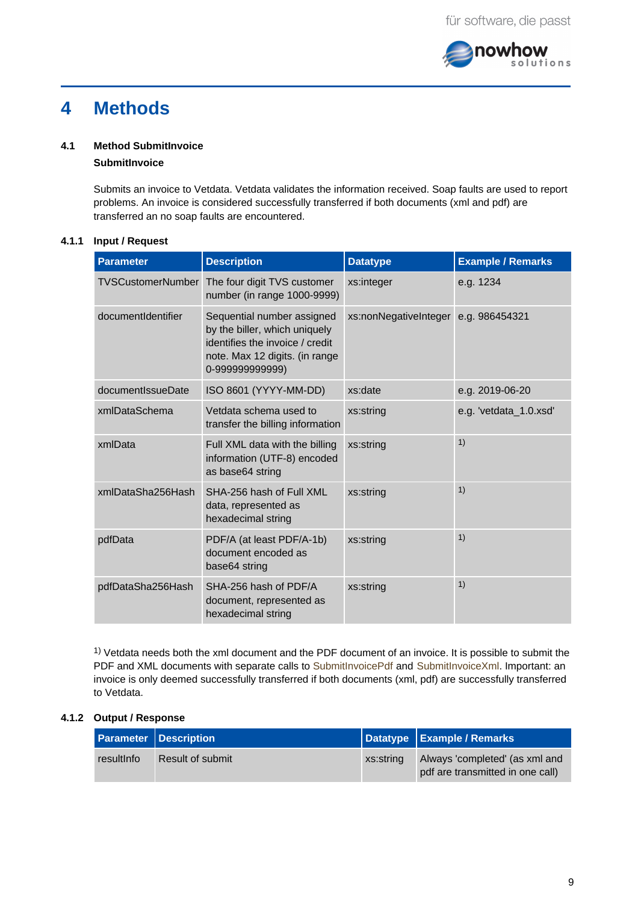# 4 Methods

## 4.1 Method SubmitInvoice

**SubmitInvoice**

Submits an invoice to Vetdata. Vetdata validates the information received. Soap faults are used to report problems. An invoice is considered successfully transferred if both documents (xml and pdf) are transferred an no soap faults are encountered.

### 4.1.1 Input / Request

| Parameter | Description | Datatype | Example / Remarks |
|---|---|---|---|
| TVSCustomerNumber | The four digit TVS customer number (in range 1000-9999) | xs:integer | e.g. 1234 |
| documentIdentifier | Sequential number assigned by the biller, which uniquely identifies the invoice / credit note. Max 12 digits. (in range 0-999999999999) | xs:nonNegativeInteger | e.g. 986454321 |
| documentIssueDate | ISO 8601 (YYYY-MM-DD) | xs:date | e.g. 2019-06-20 |
| xmlDataSchema | Vetdata schema used to transfer the billing information | xs:string | e.g. 'vetdata_1.0.xsd' |
| xmlData | Full XML data with the billing information (UTF-8) encoded as base64 string | xs:string | 1) |
| xmlDataSha256Hash | SHA-256 hash of Full XML data, represented as hexadecimal string | xs:string | 1) |
| pdfData | PDF/A (at least PDF/A-1b) document encoded as base64 string | xs:string | 1) |
| pdfDataSha256Hash | SHA-256 hash of PDF/A document, represented as hexadecimal string | xs:string | 1) |

1) Vetdata needs both the xml document and the PDF document of an invoice. It is possible to submit the PDF and XML documents with separate calls to SubmitInvoicePdf and SubmitInvoiceXml. Important: an invoice is only deemed successfully transferred if both documents (xml, pdf) are successfully transferred to Vetdata.

### 4.1.2 Output / Response

| Parameter | Description | Datatype | Example / Remarks |
|---|---|---|---|
| resultInfo | Result of submit | xs:string | Always 'completed' (as xml and pdf are transmitted in one call) |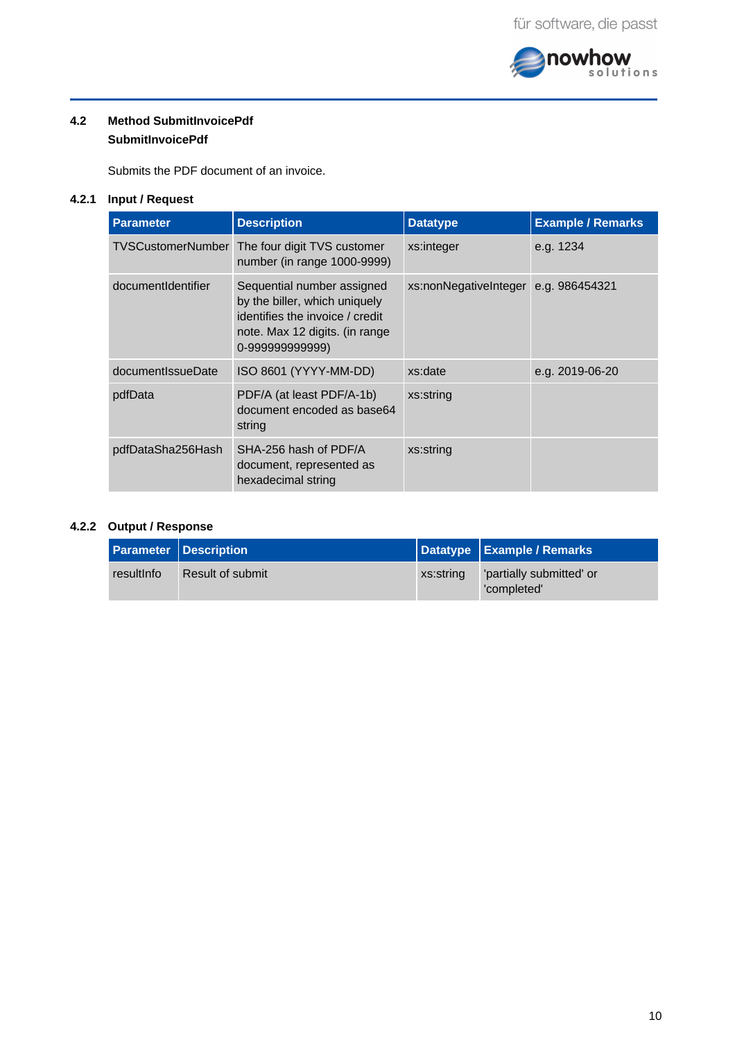## 4.2 Method SubmitInvoicePdf

**SubmitInvoicePdf**

Submits the PDF document of an invoice.

### 4.2.1 Input / Request

| Parameter | Description | Datatype | Example / Remarks |
|---|---|---|---|
| TVSCustomerNumber | The four digit TVS customer number (in range 1000-9999) | xs:integer | e.g. 1234 |
| documentIdentifier | Sequential number assigned by the biller, which uniquely identifies the invoice / credit note. Max 12 digits. (in range 0-999999999999) | xs:nonNegativeInteger | e.g. 986454321 |
| documentIssueDate | ISO 8601 (YYYY-MM-DD) | xs:date | e.g. 2019-06-20 |
| pdfData | PDF/A (at least PDF/A-1b) document encoded as base64 string | xs:string | |
| pdfDataSha256Hash | SHA-256 hash of PDF/A document, represented as hexadecimal string | xs:string | |

### 4.2.2 Output / Response

| Parameter | Description | Datatype | Example / Remarks |
|---|---|---|---|
| resultInfo | Result of submit | xs:string | 'partially submitted' or 'completed' |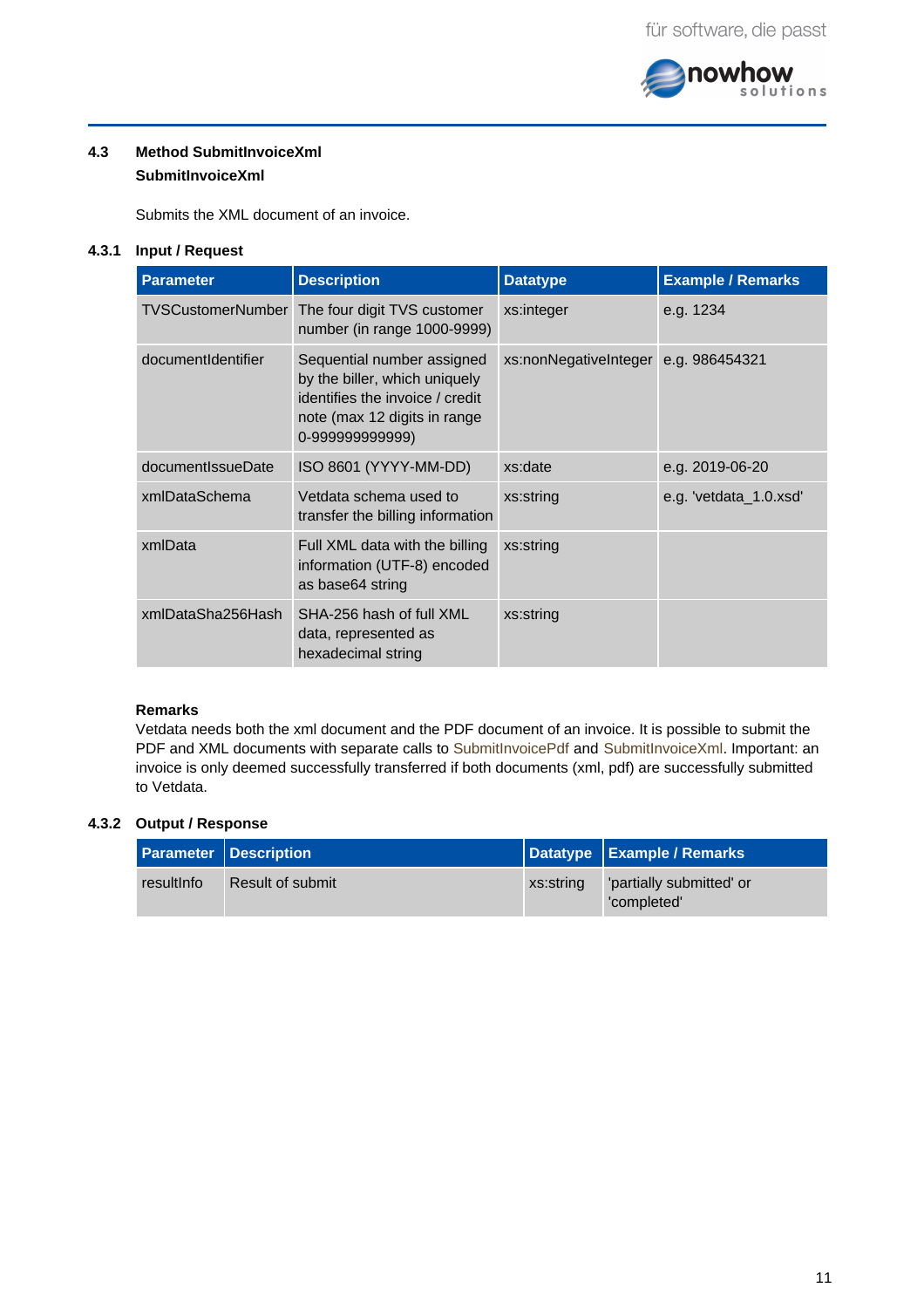## 4.3 Method SubmitInvoiceXml

**SubmitInvoiceXml**

Submits the XML document of an invoice.

### 4.3.1 Input / Request

| Parameter | Description | Datatype | Example / Remarks |
|---|---|---|---|
| TVSCustomerNumber | The four digit TVS customer number (in range 1000-9999) | xs:integer | e.g. 1234 |
| documentIdentifier | Sequential number assigned by the biller, which uniquely identifies the invoice / credit note (max 12 digits in range 0-999999999999) | xs:nonNegativeInteger | e.g. 986454321 |
| documentIssueDate | ISO 8601 (YYYY-MM-DD) | xs:date | e.g. 2019-06-20 |
| xmlDataSchema | Vetdata schema used to transfer the billing information | xs:string | e.g. 'vetdata_1.0.xsd' |
| xmlData | Full XML data with the billing information (UTF-8) encoded as base64 string | xs:string | |
| xmlDataSha256Hash | SHA-256 hash of full XML data, represented as hexadecimal string | xs:string | |

**Remarks**

Vetdata needs both the xml document and the PDF document of an invoice. It is possible to submit the PDF and XML documents with separate calls to SubmitInvoicePdf and SubmitInvoiceXml. Important: an invoice is only deemed successfully transferred if both documents (xml, pdf) are successfully submitted to Vetdata.

### 4.3.2 Output / Response

| Parameter | Description | Datatype | Example / Remarks |
|---|---|---|---|
| resultInfo | Result of submit | xs:string | 'partially submitted' or 'completed' |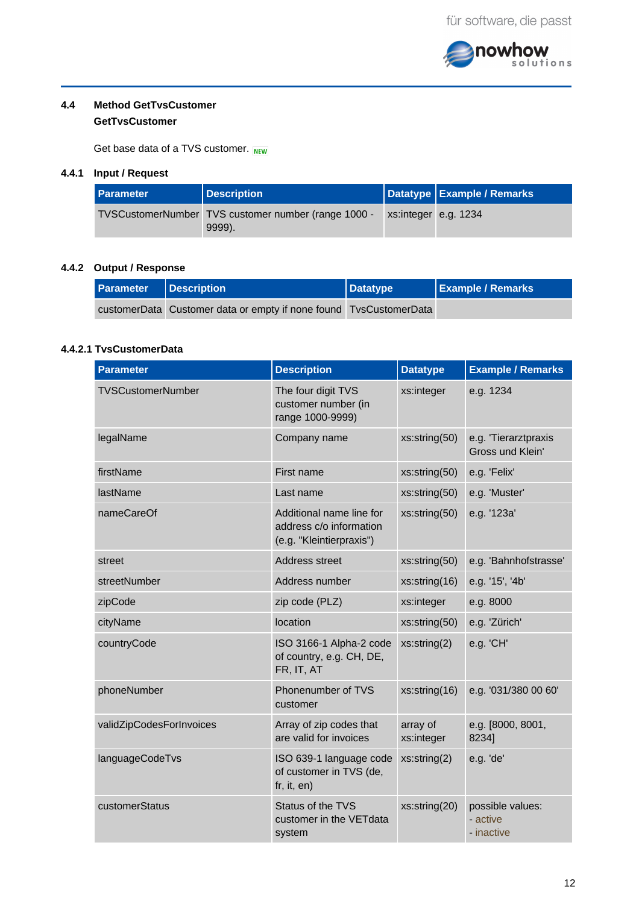## 4.4 Method GetTvsCustomer

**GetTvsCustomer**

Get base data of a TVS customer. NEW

### 4.4.1 Input / Request

| Parameter | Description | Datatype | Example / Remarks |
|---|---|---|---|
| TVSCustomerNumber | TVS customer number (range 1000 - 9999). | xs:integer | e.g. 1234 |

### 4.4.2 Output / Response

| Parameter | Description | Datatype | Example / Remarks |
|---|---|---|---|
| customerData | Customer data or empty if none found | TvsCustomerData | |

#### 4.4.2.1 TvsCustomerData

| Parameter | Description | Datatype | Example / Remarks |
|---|---|---|---|
| TVSCustomerNumber | The four digit TVS customer number (in range 1000-9999) | xs:integer | e.g. 1234 |
| legalName | Company name | xs:string(50) | e.g. 'Tierarztpraxis Gross und Klein' |
| firstName | First name | xs:string(50) | e.g. 'Felix' |
| lastName | Last name | xs:string(50) | e.g. 'Muster' |
| nameCareOf | Additional name line for address c/o information (e.g. "Kleintierpraxis") | xs:string(50) | e.g. '123a' |
| street | Address street | xs:string(50) | e.g. 'Bahnhofstrasse' |
| streetNumber | Address number | xs:string(16) | e.g. '15', '4b' |
| zipCode | zip code (PLZ) | xs:integer | e.g. 8000 |
| cityName | location | xs:string(50) | e.g. 'Zürich' |
| countryCode | ISO 3166-1 Alpha-2 code of country, e.g. CH, DE, FR, IT, AT | xs:string(2) | e.g. 'CH' |
| phoneNumber | Phonenumber of TVS customer | xs:string(16) | e.g. '031/380 00 60' |
| validZipCodesForInvoices | Array of zip codes that are valid for invoices | array of xs:integer | e.g. [8000, 8001, 8234] |
| languageCodeTvs | ISO 639-1 language code of customer in TVS (de, fr, it, en) | xs:string(2) | e.g. 'de' |
| customerStatus | Status of the TVS customer in the VETdata system | xs:string(20) | possible values:<br>- active<br>- inactive |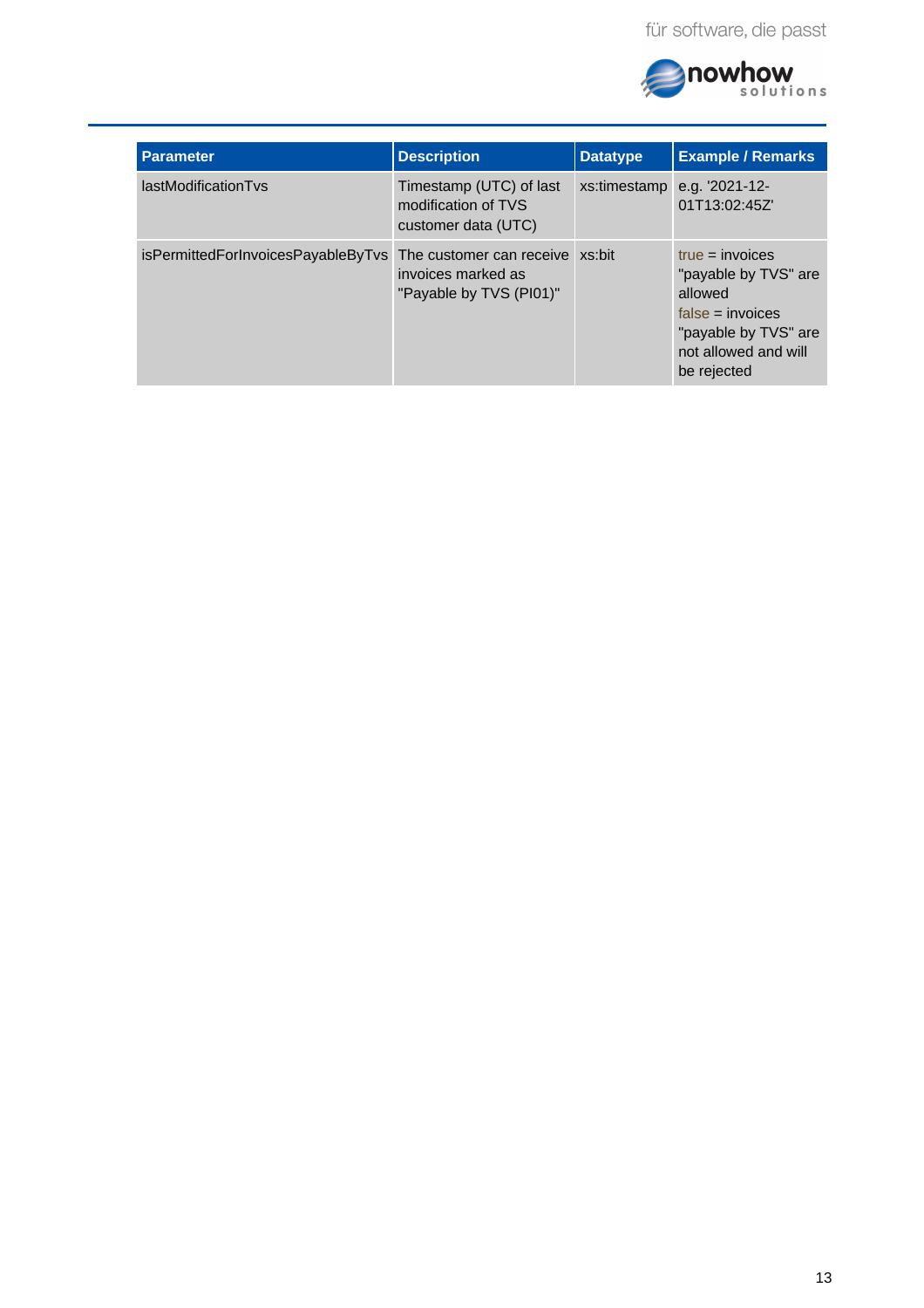| Parameter | Description | Datatype | Example / Remarks |
| --- | --- | --- | --- |
| lastModificationTvs | Timestamp (UTC) of last modification of TVS customer data (UTC) | xs:timestamp | e.g. '2021-12-01T13:02:45Z' |
| isPermittedForInvoicesPayableByTvs | The customer can receive invoices marked as "Payable by TVS (PI01)" | xs:bit | true = invoices "payable by TVS" are allowed<br>false = invoices "payable by TVS" are not allowed and will be rejected |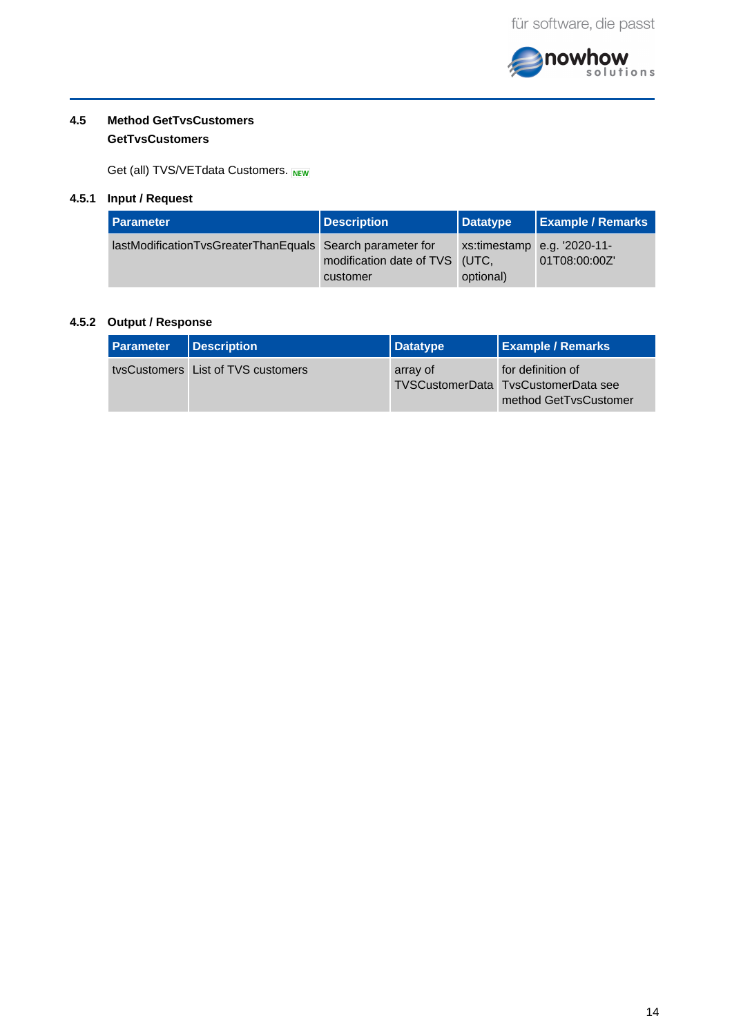## 4.5 Method GetTvsCustomers

**GetTvsCustomers**

Get (all) TVS/VETdata Customers. NEW

### 4.5.1 Input / Request

| Parameter | Description | Datatype | Example / Remarks |
|---|---|---|---|
| lastModificationTvsGreaterThanEquals | Search parameter for modification date of TVS customer | xs:timestamp (UTC, optional) | e.g. '2020-11-01T08:00:00Z' |

### 4.5.2 Output / Response

| Parameter | Description | Datatype | Example / Remarks |
|---|---|---|---|
| tvsCustomers | List of TVS customers | array of TVSCustomerData | for definition of TvsCustomerData see method GetTvsCustomer |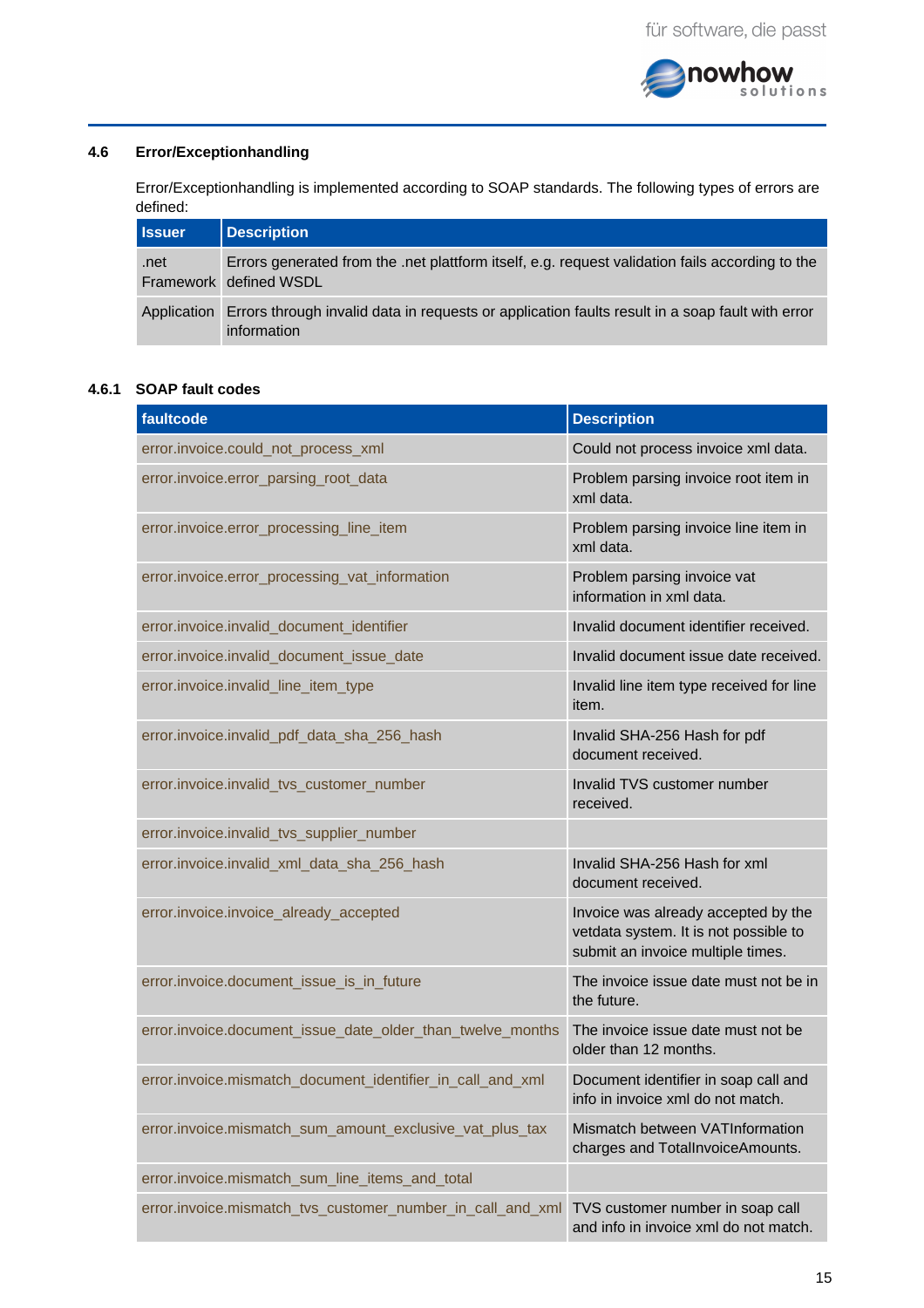### 4.6 Error/Exceptionhandling

Error/Exceptionhandling is implemented according to SOAP standards. The following types of errors are defined:

| Issuer | Description |
|---|---|
| .net Framework | Errors generated from the .net plattform itself, e.g. request validation fails according to the defined WSDL |
| Application | Errors through invalid data in requests or application faults result in a soap fault with error information |

#### 4.6.1 SOAP fault codes

| faultcode | Description |
|---|---|
| error.invoice.could_not_process_xml | Could not process invoice xml data. |
| error.invoice.error_parsing_root_data | Problem parsing invoice root item in xml data. |
| error.invoice.error_processing_line_item | Problem parsing invoice line item in xml data. |
| error.invoice.error_processing_vat_information | Problem parsing invoice vat information in xml data. |
| error.invoice.invalid_document_identifier | Invalid document identifier received. |
| error.invoice.invalid_document_issue_date | Invalid document issue date received. |
| error.invoice.invalid_line_item_type | Invalid line item type received for line item. |
| error.invoice.invalid_pdf_data_sha_256_hash | Invalid SHA-256 Hash for pdf document received. |
| error.invoice.invalid_tvs_customer_number | Invalid TVS customer number received. |
| error.invoice.invalid_tvs_supplier_number | |
| error.invoice.invalid_xml_data_sha_256_hash | Invalid SHA-256 Hash for xml document received. |
| error.invoice.invoice_already_accepted | Invoice was already accepted by the vetdata system. It is not possible to submit an invoice multiple times. |
| error.invoice.document_issue_is_in_future | The invoice issue date must not be in the future. |
| error.invoice.document_issue_date_older_than_twelve_months | The invoice issue date must not be older than 12 months. |
| error.invoice.mismatch_document_identifier_in_call_and_xml | Document identifier in soap call and info in invoice xml do not match. |
| error.invoice.mismatch_sum_amount_exclusive_vat_plus_tax | Mismatch between VATInformation charges and TotalInvoiceAmounts. |
| error.invoice.mismatch_sum_line_items_and_total | |
| error.invoice.mismatch_tvs_customer_number_in_call_and_xml | TVS customer number in soap call and info in invoice xml do not match. |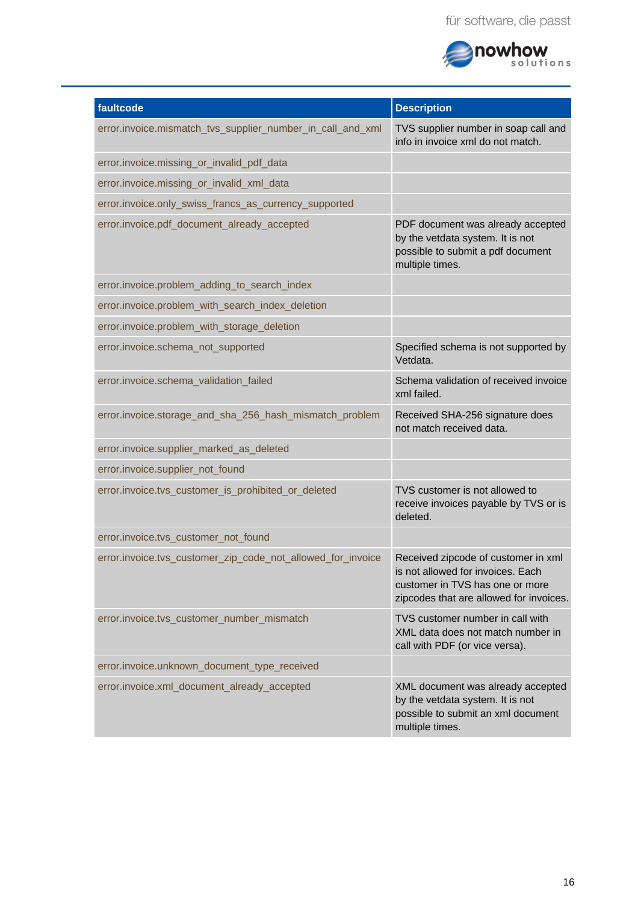| faultcode | Description |
|---|---|
| error.invoice.mismatch_tvs_supplier_number_in_call_and_xml | TVS supplier number in soap call and info in invoice xml do not match. |
| error.invoice.missing_or_invalid_pdf_data | |
| error.invoice.missing_or_invalid_xml_data | |
| error.invoice.only_swiss_francs_as_currency_supported | |
| error.invoice.pdf_document_already_accepted | PDF document was already accepted by the vetdata system. It is not possible to submit a pdf document multiple times. |
| error.invoice.problem_adding_to_search_index | |
| error.invoice.problem_with_search_index_deletion | |
| error.invoice.problem_with_storage_deletion | |
| error.invoice.schema_not_supported | Specified schema is not supported by Vetdata. |
| error.invoice.schema_validation_failed | Schema validation of received invoice xml failed. |
| error.invoice.storage_and_sha_256_hash_mismatch_problem | Received SHA-256 signature does not match received data. |
| error.invoice.supplier_marked_as_deleted | |
| error.invoice.supplier_not_found | |
| error.invoice.tvs_customer_is_prohibited_or_deleted | TVS customer is not allowed to receive invoices payable by TVS or is deleted. |
| error.invoice.tvs_customer_not_found | |
| error.invoice.tvs_customer_zip_code_not_allowed_for_invoice | Received zipcode of customer in xml is not allowed for invoices. Each customer in TVS has one or more zipcodes that are allowed for invoices. |
| error.invoice.tvs_customer_number_mismatch | TVS customer number in call with XML data does not match number in call with PDF (or vice versa). |
| error.invoice.unknown_document_type_received | |
| error.invoice.xml_document_already_accepted | XML document was already accepted by the vetdata system. It is not possible to submit an xml document multiple times. |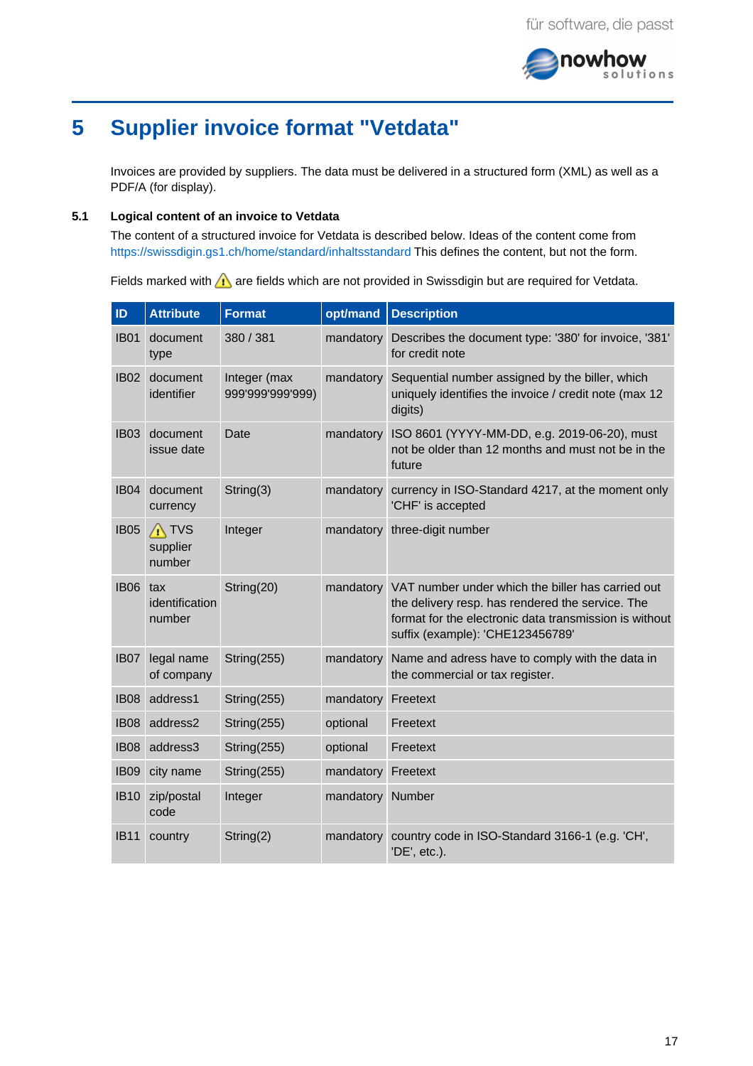# 5 Supplier invoice format "Vetdata"

Invoices are provided by suppliers. The data must be delivered in a structured form (XML) as well as a PDF/A (for display).

### 5.1 Logical content of an invoice to Vetdata

The content of a structured invoice for Vetdata is described below. Ideas of the content come from https://swissdigin.gs1.ch/home/standard/inhaltsstandard This defines the content, but not the form.

Fields marked with ⚠ are fields which are not provided in Swissdigin but are required for Vetdata.

| ID | Attribute | Format | opt/mand | Description |
|---|---|---|---|---|
| IB01 | document type | 380 / 381 | mandatory | Describes the document type: '380' for invoice, '381' for credit note |
| IB02 | document identifier | Integer (max 999'999'999'999) | mandatory | Sequential number assigned by the biller, which uniquely identifies the invoice / credit note (max 12 digits) |
| IB03 | document issue date | Date | mandatory | ISO 8601 (YYYY-MM-DD, e.g. 2019-06-20), must not be older than 12 months and must not be in the future |
| IB04 | document currency | String(3) | mandatory | currency in ISO-Standard 4217, at the moment only 'CHF' is accepted |
| IB05 | ⚠ TVS supplier number | Integer | mandatory | three-digit number |
| IB06 | tax identification number | String(20) | mandatory | VAT number under which the biller has carried out the delivery resp. has rendered the service. The format for the electronic data transmission is without suffix (example): 'CHE123456789' |
| IB07 | legal name of company | String(255) | mandatory | Name and adress have to comply with the data in the commercial or tax register. |
| IB08 | address1 | String(255) | mandatory | Freetext |
| IB08 | address2 | String(255) | optional | Freetext |
| IB08 | address3 | String(255) | optional | Freetext |
| IB09 | city name | String(255) | mandatory | Freetext |
| IB10 | zip/postal code | Integer | mandatory | Number |
| IB11 | country | String(2) | mandatory | country code in ISO-Standard 3166-1 (e.g. 'CH', 'DE', etc.). |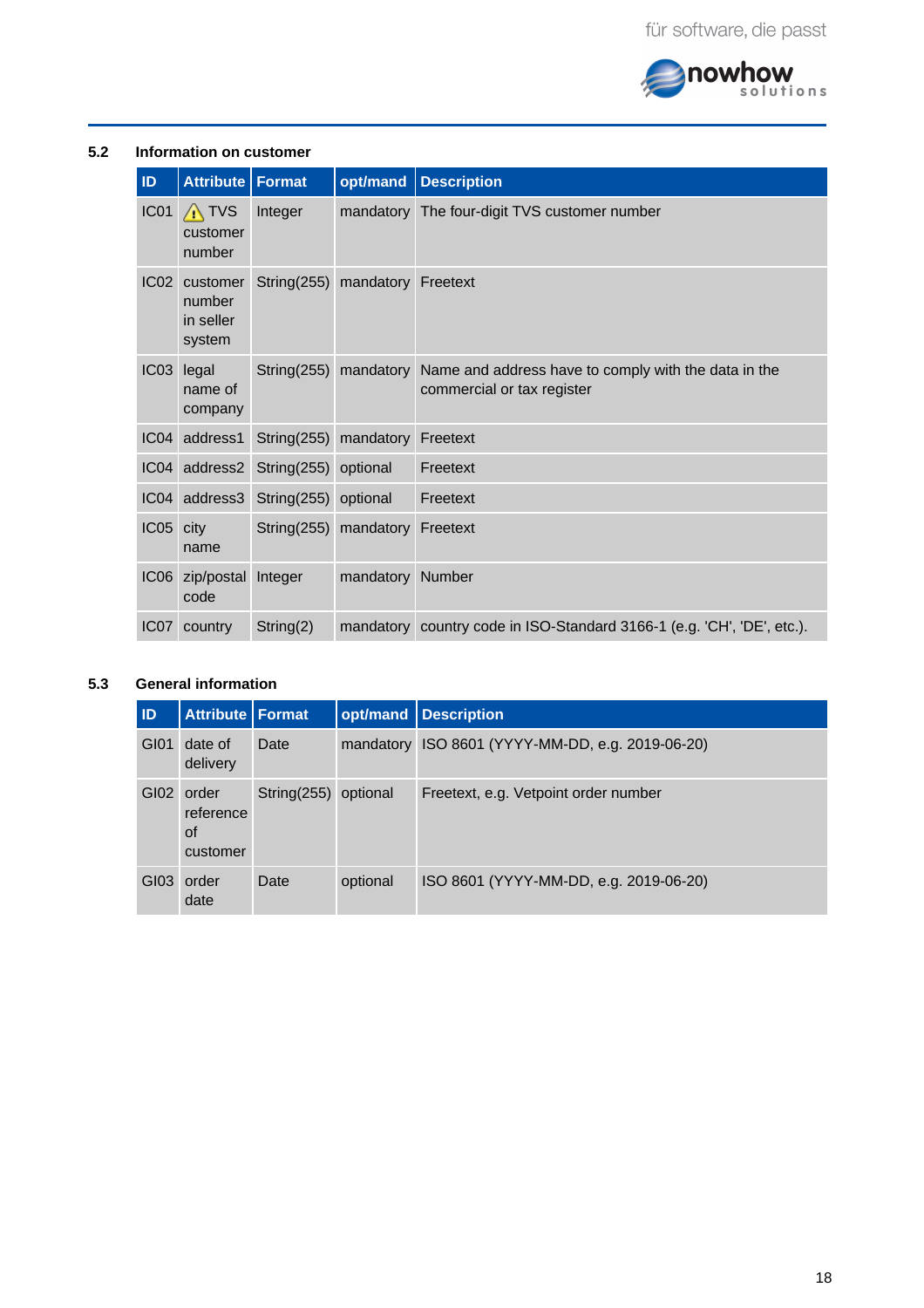## 5.2 Information on customer

| ID | Attribute | Format | opt/mand | Description |
|---|---|---|---|---|
| IC01 | ⚠ TVS customer number | Integer | mandatory | The four-digit TVS customer number |
| IC02 | customer number in seller system | String(255) | mandatory | Freetext |
| IC03 | legal name of company | String(255) | mandatory | Name and address have to comply with the data in the commercial or tax register |
| IC04 | address1 | String(255) | mandatory | Freetext |
| IC04 | address2 | String(255) | optional | Freetext |
| IC04 | address3 | String(255) | optional | Freetext |
| IC05 | city name | String(255) | mandatory | Freetext |
| IC06 | zip/postal code | Integer | mandatory | Number |
| IC07 | country | String(2) | mandatory | country code in ISO-Standard 3166-1 (e.g. 'CH', 'DE', etc.). |

## 5.3 General information

| ID | Attribute | Format | opt/mand | Description |
|---|---|---|---|---|
| GI01 | date of delivery | Date | mandatory | ISO 8601 (YYYY-MM-DD, e.g. 2019-06-20) |
| GI02 | order reference of customer | String(255) | optional | Freetext, e.g. Vetpoint order number |
| GI03 | order date | Date | optional | ISO 8601 (YYYY-MM-DD, e.g. 2019-06-20) |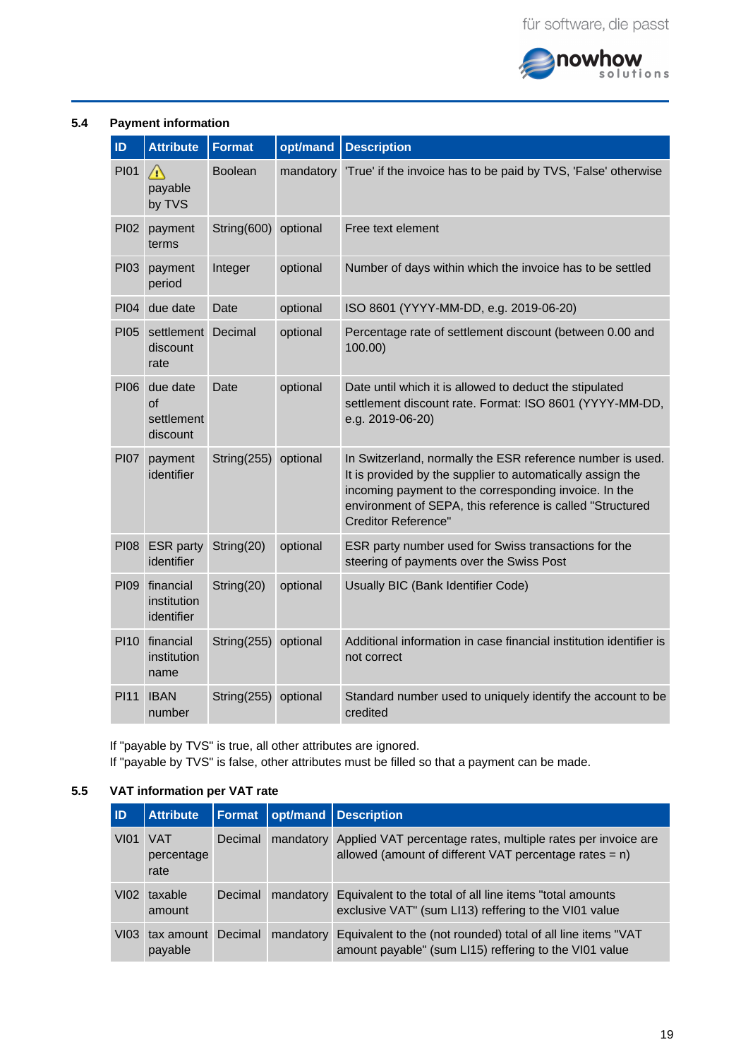## 5.4 Payment information

| ID | Attribute | Format | opt/mand | Description |
|---|---|---|---|---|
| PI01 | ⚠ payable by TVS | Boolean | mandatory | 'True' if the invoice has to be paid by TVS, 'False' otherwise |
| PI02 | payment terms | String(600) | optional | Free text element |
| PI03 | payment period | Integer | optional | Number of days within which the invoice has to be settled |
| PI04 | due date | Date | optional | ISO 8601 (YYYY-MM-DD, e.g. 2019-06-20) |
| PI05 | settlement discount rate | Decimal | optional | Percentage rate of settlement discount (between 0.00 and 100.00) |
| PI06 | due date of settlement discount | Date | optional | Date until which it is allowed to deduct the stipulated settlement discount rate. Format: ISO 8601 (YYYY-MM-DD, e.g. 2019-06-20) |
| PI07 | payment identifier | String(255) | optional | In Switzerland, normally the ESR reference number is used. It is provided by the supplier to automatically assign the incoming payment to the corresponding invoice. In the environment of SEPA, this reference is called "Structured Creditor Reference" |
| PI08 | ESR party identifier | String(20) | optional | ESR party number used for Swiss transactions for the steering of payments over the Swiss Post |
| PI09 | financial institution identifier | String(20) | optional | Usually BIC (Bank Identifier Code) |
| PI10 | financial institution name | String(255) | optional | Additional information in case financial institution identifier is not correct |
| PI11 | IBAN number | String(255) | optional | Standard number used to uniquely identify the account to be credited |

If "payable by TVS" is true, all other attributes are ignored.
If "payable by TVS" is false, other attributes must be filled so that a payment can be made.

## 5.5 VAT information per VAT rate

| ID | Attribute | Format | opt/mand | Description |
|---|---|---|---|---|
| VI01 | VAT percentage rate | Decimal | mandatory | Applied VAT percentage rates, multiple rates per invoice are allowed (amount of different VAT percentage rates = n) |
| VI02 | taxable amount | Decimal | mandatory | Equivalent to the total of all line items "total amounts exclusive VAT" (sum LI13) reffering to the VI01 value |
| VI03 | tax amount payable | Decimal | mandatory | Equivalent to the (not rounded) total of all line items "VAT amount payable" (sum LI15) reffering to the VI01 value |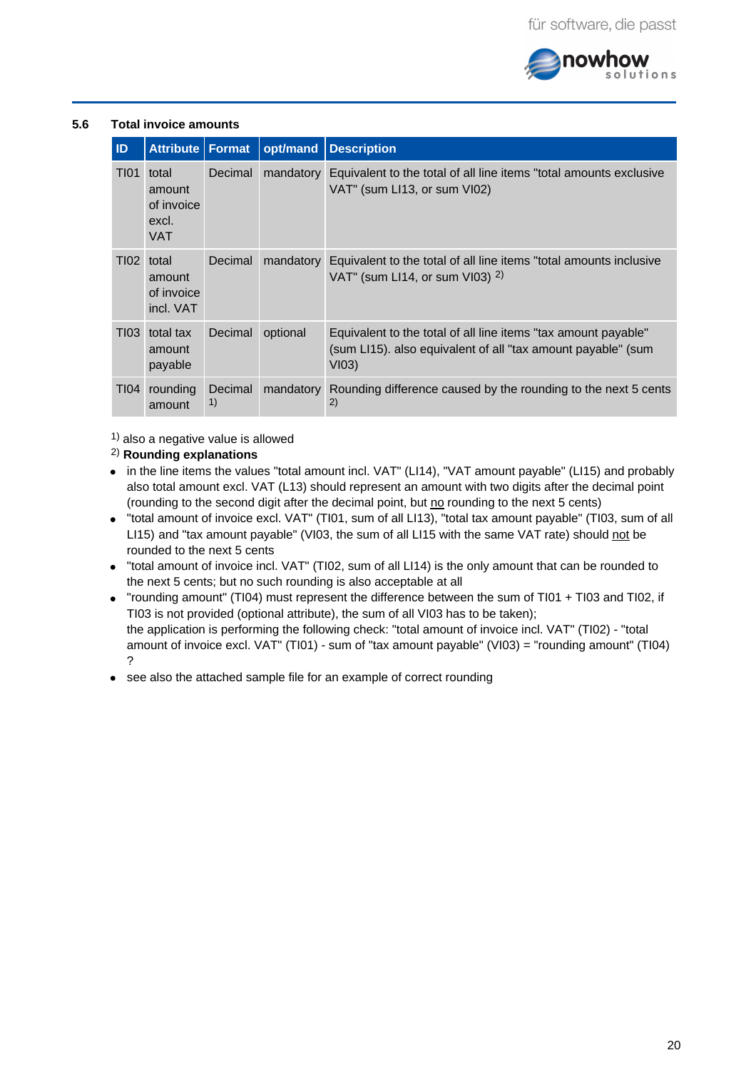### 5.6 Total invoice amounts

| ID | Attribute | Format | opt/mand | Description |
|---|---|---|---|---|
| TI01 | total amount of invoice excl. VAT | Decimal | mandatory | Equivalent to the total of all line items "total amounts exclusive VAT" (sum LI13, or sum VI02) |
| TI02 | total amount of invoice incl. VAT | Decimal | mandatory | Equivalent to the total of all line items "total amounts inclusive VAT" (sum LI14, or sum VI03) [2] |
| TI03 | total tax amount payable | Decimal | optional | Equivalent to the total of all line items "tax amount payable" (sum LI15). also equivalent of all "tax amount payable" (sum VI03) |
| TI04 | rounding amount | Decimal [1] | mandatory | Rounding difference caused by the rounding to the next 5 cents [2] |

[1] also a negative value is allowed

[2] **Rounding explanations**

- in the line items the values "total amount incl. VAT" (LI14), "VAT amount payable" (LI15) and probably also total amount excl. VAT (L13) should represent an amount with two digits after the decimal point (rounding to the second digit after the decimal point, but <u>no</u> rounding to the next 5 cents)
- "total amount of invoice excl. VAT" (TI01, sum of all LI13), "total tax amount payable" (TI03, sum of all LI15) and "tax amount payable" (VI03, the sum of all LI15 with the same VAT rate) should <u>not</u> be rounded to the next 5 cents
- "total amount of invoice incl. VAT" (TI02, sum of all LI14) is the only amount that can be rounded to the next 5 cents; but no such rounding is also acceptable at all
- "rounding amount" (TI04) must represent the difference between the sum of TI01 + TI03 and TI02, if TI03 is not provided (optional attribute), the sum of all VI03 has to be taken);
  the application is performing the following check: "total amount of invoice incl. VAT" (TI02) - "total amount of invoice excl. VAT" (TI01) - sum of "tax amount payable" (VI03) = "rounding amount" (TI04) ?
- see also the attached sample file for an example of correct rounding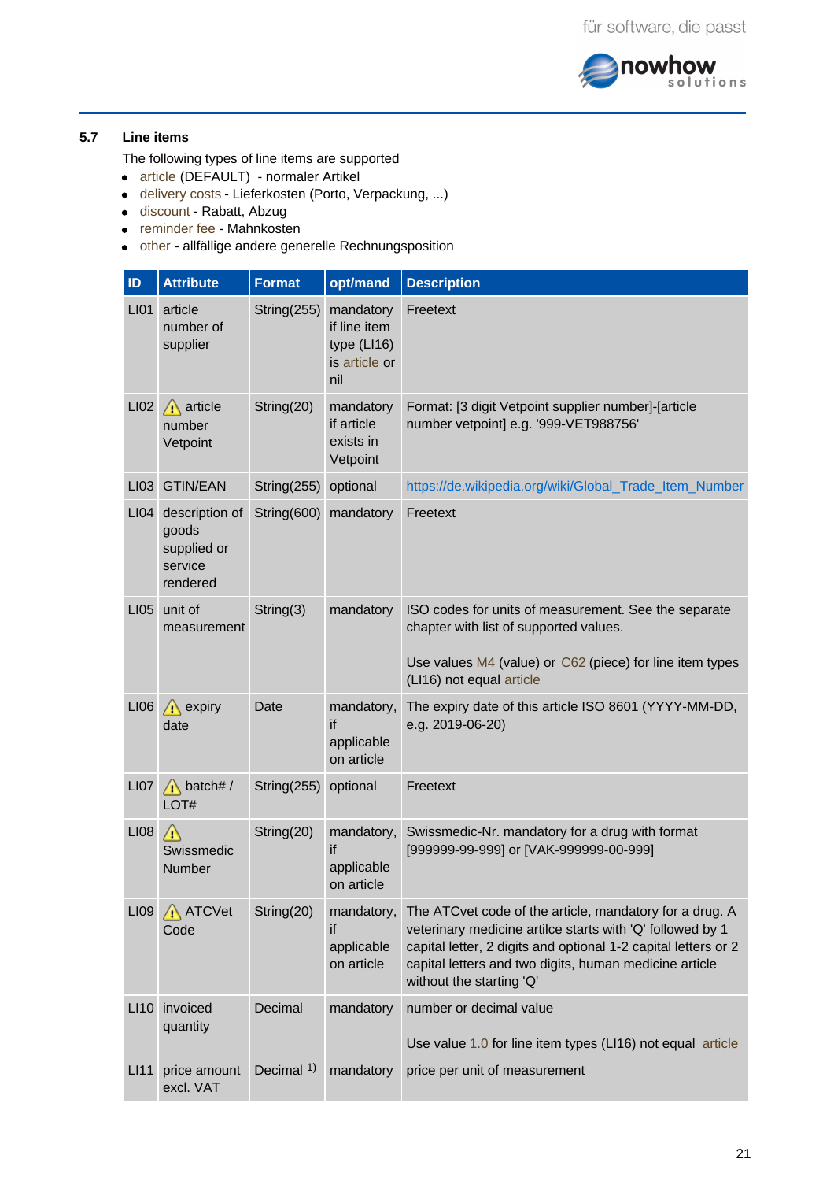## 5.7 Line items

The following types of line items are supported

- article (DEFAULT) - normaler Artikel
- delivery costs - Lieferkosten (Porto, Verpackung, ...)
- discount - Rabatt, Abzug
- reminder fee - Mahnkosten
- other - allfällige andere generelle Rechnungsposition

| ID | Attribute | Format | opt/mand | Description |
|---|---|---|---|---|
| LI01 | article number of supplier | String(255) | mandatory if line item type (LI16) is article or nil | Freetext |
| LI02 | ⚠ article number Vetpoint | String(20) | mandatory if article exists in Vetpoint | Format: [3 digit Vetpoint supplier number]-[article number vetpoint] e.g. '999-VET988756' |
| LI03 | GTIN/EAN | String(255) | optional | https://de.wikipedia.org/wiki/Global_Trade_Item_Number |
| LI04 | description of goods supplied or service rendered | String(600) | mandatory | Freetext |
| LI05 | unit of measurement | String(3) | mandatory | ISO codes for units of measurement. See the separate chapter with list of supported values.<br><br>Use values M4 (value) or C62 (piece) for line item types (LI16) not equal article |
| LI06 | ⚠ expiry date | Date | mandatory, if applicable on article | The expiry date of this article ISO 8601 (YYYY-MM-DD, e.g. 2019-06-20) |
| LI07 | ⚠ batch# / LOT# | String(255) | optional | Freetext |
| LI08 | ⚠ Swissmedic Number | String(20) | mandatory, if applicable on article | Swissmedic-Nr. mandatory for a drug with format [999999-99-999] or [VAK-999999-00-999] |
| LI09 | ⚠ ATCVet Code | String(20) | mandatory, if applicable on article | The ATCvet code of the article, mandatory for a drug. A veterinary medicine artilce starts with 'Q' followed by 1 capital letter, 2 digits and optional 1-2 capital letters or 2 capital letters and two digits, human medicine article without the starting 'Q' |
| LI10 | invoiced quantity | Decimal | mandatory | number or decimal value<br><br>Use value 1.0 for line item types (LI16) not equal article |
| LI11 | price amount excl. VAT | Decimal [1)] | mandatory | price per unit of measurement |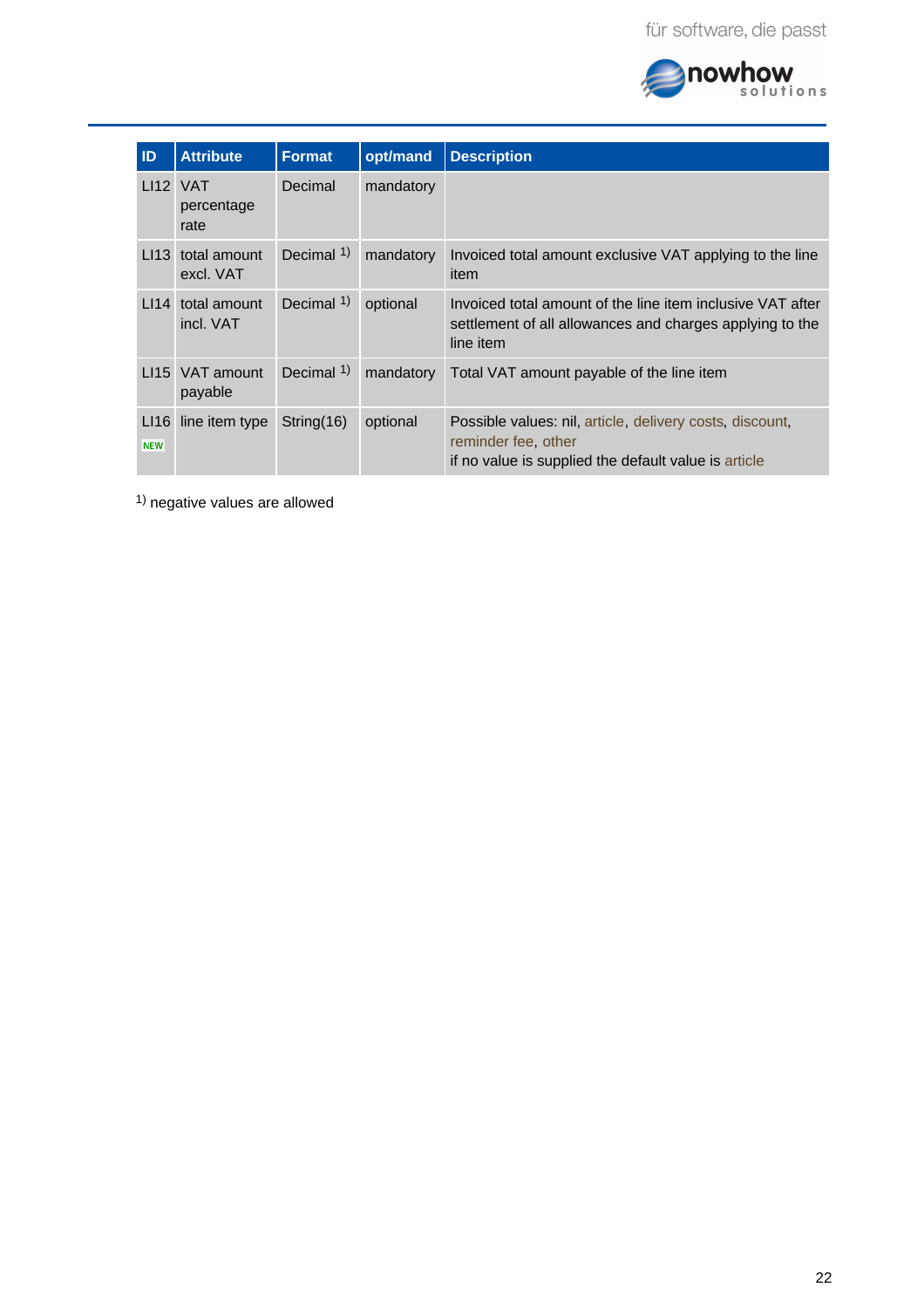| ID | Attribute | Format | opt/mand | Description |
|---|---|---|---|---|
| LI12 | VAT percentage rate | Decimal | mandatory | |
| LI13 | total amount excl. VAT | Decimal [1)] | mandatory | Invoiced total amount exclusive VAT applying to the line item |
| LI14 | total amount incl. VAT | Decimal [1)] | optional | Invoiced total amount of the line item inclusive VAT after settlement of all allowances and charges applying to the line item |
| LI15 | VAT amount payable | Decimal [1)] | mandatory | Total VAT amount payable of the line item |
| LI16 NEW | line item type | String(16) | optional | Possible values: nil, article, delivery costs, discount, reminder fee, other<br>if no value is supplied the default value is article |

[1)] negative values are allowed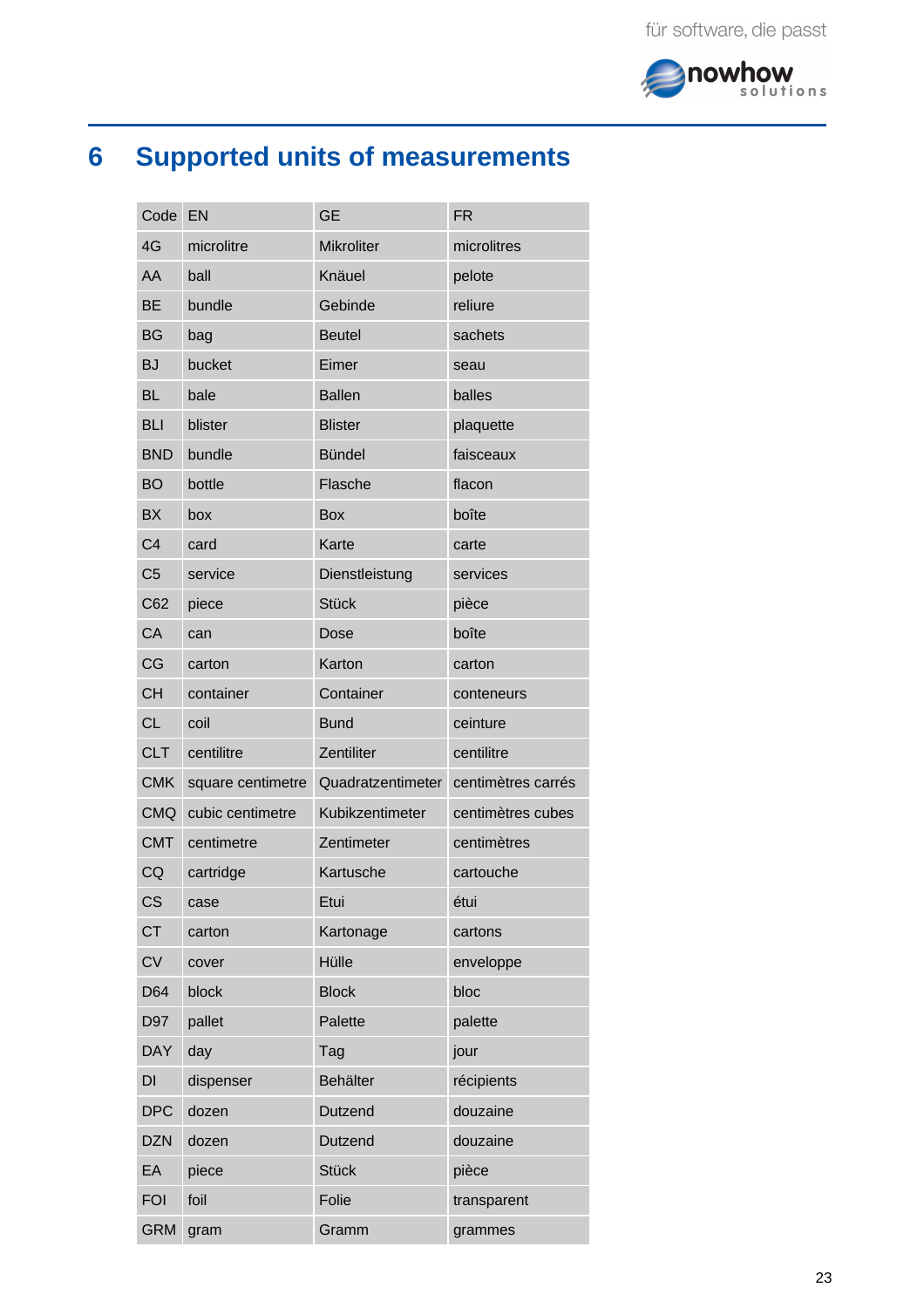# 6 Supported units of measurements

| Code | EN | GE | FR |
|---|---|---|---|
| 4G | microlitre | Mikroliter | microlitres |
| AA | ball | Knäuel | pelote |
| BE | bundle | Gebinde | reliure |
| BG | bag | Beutel | sachets |
| BJ | bucket | Eimer | seau |
| BL | bale | Ballen | balles |
| BLI | blister | Blister | plaquette |
| BND | bundle | Bündel | faisceaux |
| BO | bottle | Flasche | flacon |
| BX | box | Box | boîte |
| C4 | card | Karte | carte |
| C5 | service | Dienstleistung | services |
| C62 | piece | Stück | pièce |
| CA | can | Dose | boîte |
| CG | carton | Karton | carton |
| CH | container | Container | conteneurs |
| CL | coil | Bund | ceinture |
| CLT | centilitre | Zentiliter | centilitre |
| CMK | square centimetre | Quadratzentimeter | centimètres carrés |
| CMQ | cubic centimetre | Kubikzentimeter | centimètres cubes |
| CMT | centimetre | Zentimeter | centimètres |
| CQ | cartridge | Kartusche | cartouche |
| CS | case | Etui | étui |
| CT | carton | Kartonage | cartons |
| CV | cover | Hülle | enveloppe |
| D64 | block | Block | bloc |
| D97 | pallet | Palette | palette |
| DAY | day | Tag | jour |
| DI | dispenser | Behälter | récipients |
| DPC | dozen | Dutzend | douzaine |
| DZN | dozen | Dutzend | douzaine |
| EA | piece | Stück | pièce |
| FOI | foil | Folie | transparent |
| GRM | gram | Gramm | grammes |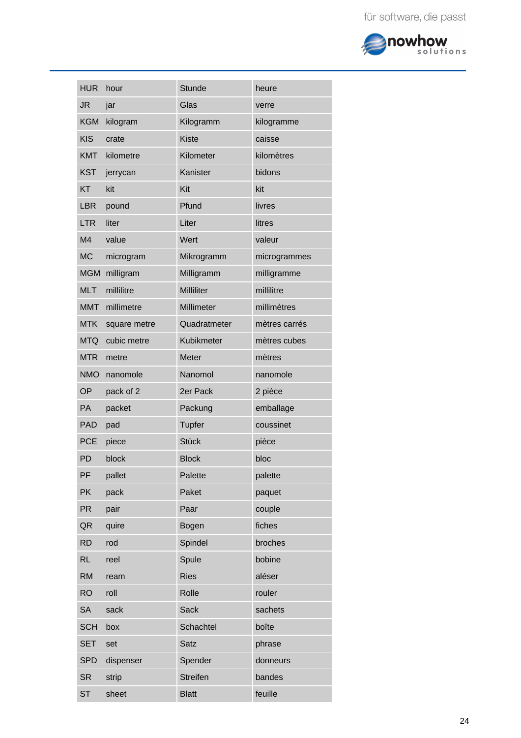| HUR | hour | Stunde | heure |
|---|---|---|---|
| JR | jar | Glas | verre |
| KGM | kilogram | Kilogramm | kilogramme |
| KIS | crate | Kiste | caisse |
| KMT | kilometre | Kilometer | kilomètres |
| KST | jerrycan | Kanister | bidons |
| KT | kit | Kit | kit |
| LBR | pound | Pfund | livres |
| LTR | liter | Liter | litres |
| M4 | value | Wert | valeur |
| MC | microgram | Mikrogramm | microgrammes |
| MGM | milligram | Milligramm | milligramme |
| MLT | millilitre | Milliliter | millilitre |
| MMT | millimetre | Millimeter | millimètres |
| MTK | square metre | Quadratmeter | mètres carrés |
| MTQ | cubic metre | Kubikmeter | mètres cubes |
| MTR | metre | Meter | mètres |
| NMO | nanomole | Nanomol | nanomole |
| OP | pack of 2 | 2er Pack | 2 pièce |
| PA | packet | Packung | emballage |
| PAD | pad | Tupfer | coussinet |
| PCE | piece | Stück | pièce |
| PD | block | Block | bloc |
| PF | pallet | Palette | palette |
| PK | pack | Paket | paquet |
| PR | pair | Paar | couple |
| QR | quire | Bogen | fiches |
| RD | rod | Spindel | broches |
| RL | reel | Spule | bobine |
| RM | ream | Ries | aléser |
| RO | roll | Rolle | rouler |
| SA | sack | Sack | sachets |
| SCH | box | Schachtel | boîte |
| SET | set | Satz | phrase |
| SPD | dispenser | Spender | donneurs |
| SR | strip | Streifen | bandes |
| ST | sheet | Blatt | feuille |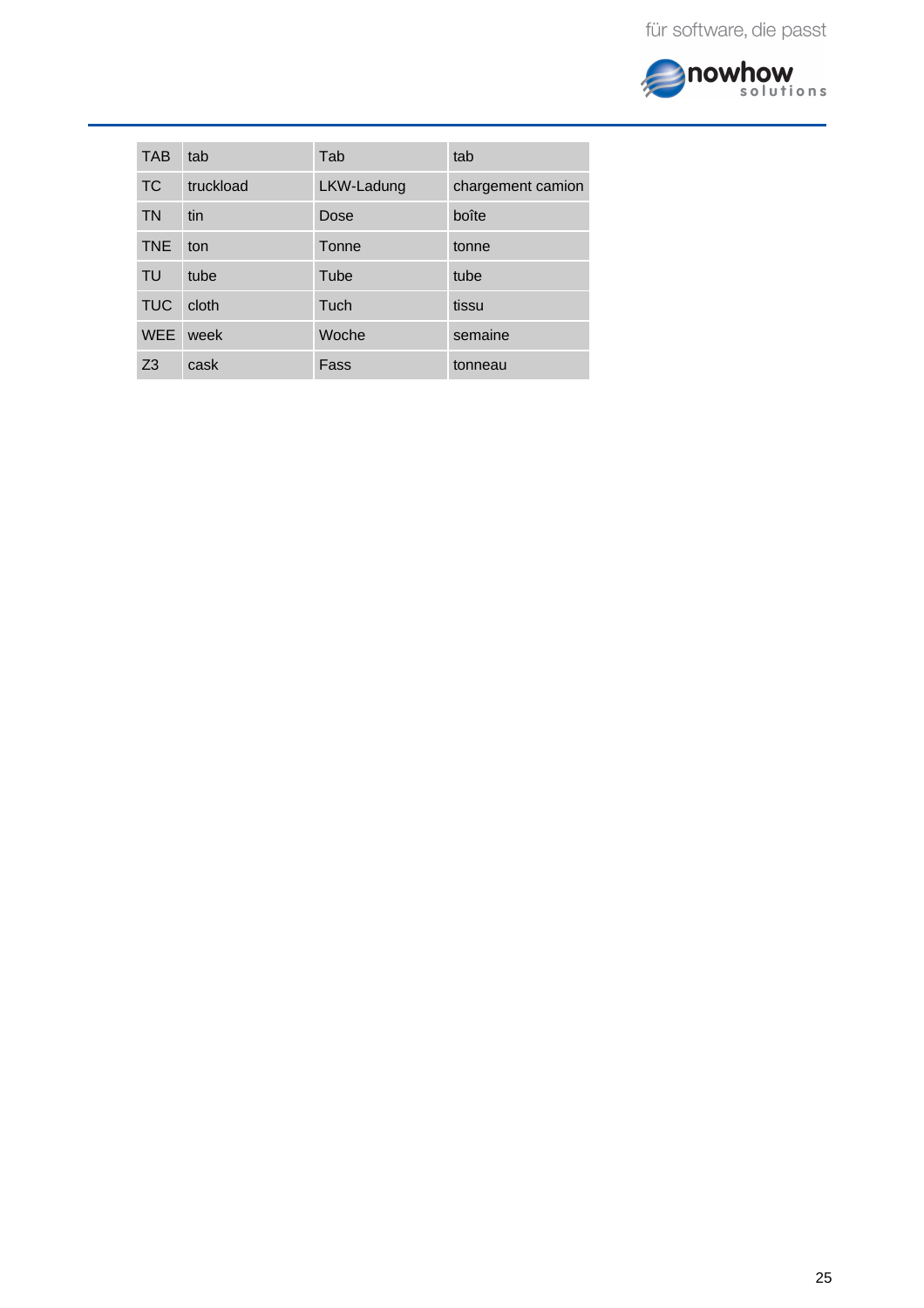| TAB | tab | Tab | tab |
|---|---|---|---|
| TC | truckload | LKW-Ladung | chargement camion |
| TN | tin | Dose | boîte |
| TNE | ton | Tonne | tonne |
| TU | tube | Tube | tube |
| TUC | cloth | Tuch | tissu |
| WEE | week | Woche | semaine |
| Z3 | cask | Fass | tonneau |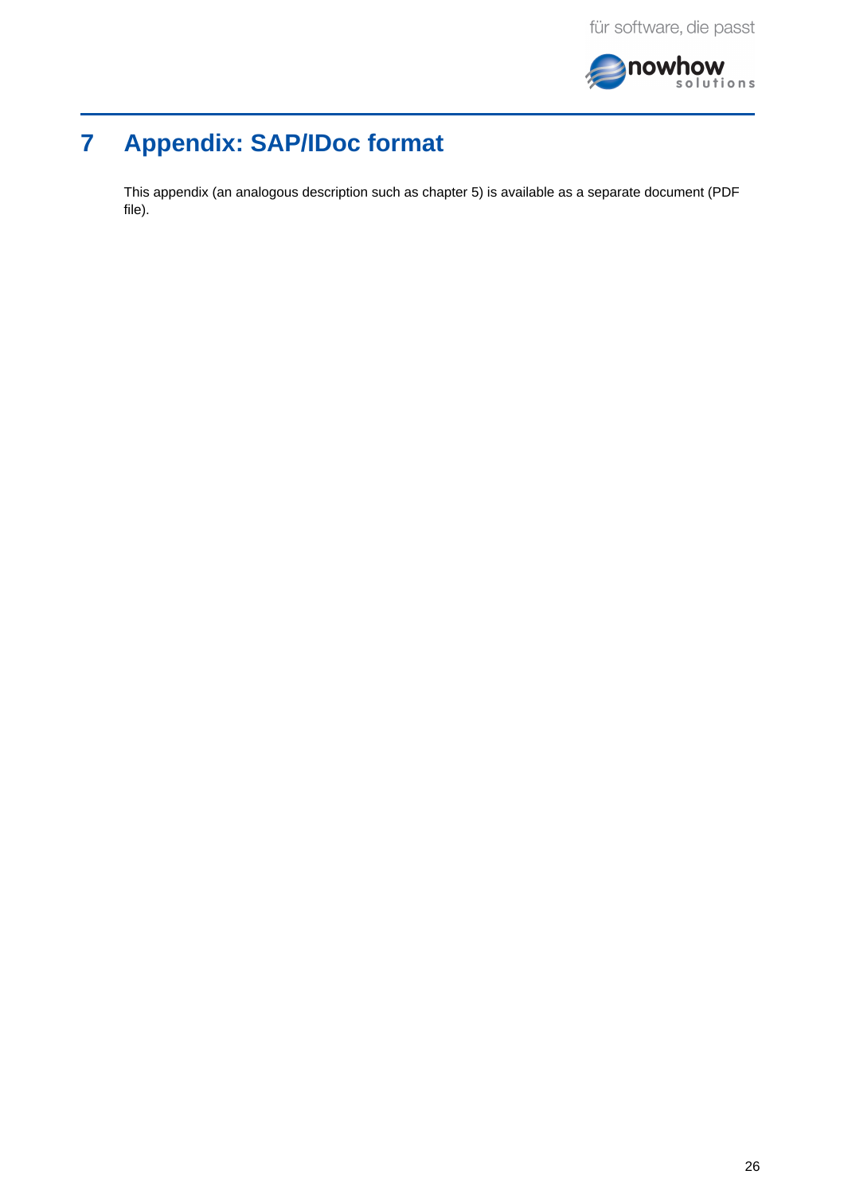# 7 Appendix: SAP/IDoc format

This appendix (an analogous description such as chapter 5) is available as a separate document (PDF file).